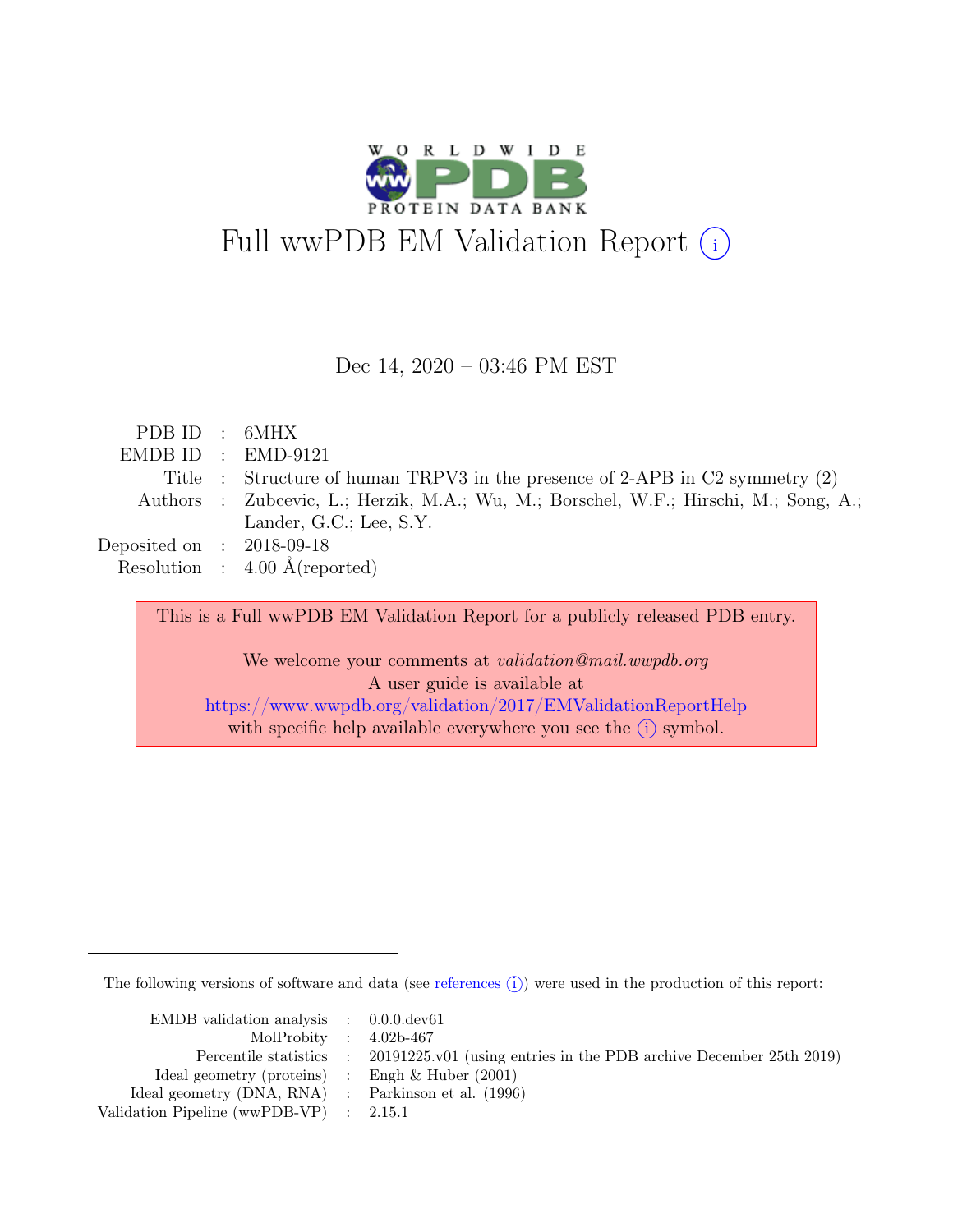# Full wwPDB EM Validation Report (i)

Dec 14, 2020 – 03:46 PM EST

| | | |
|---|---|---|
| PDB ID | : | 6MHX |
| EMDB ID | : | EMD-9121 |
| Title | : | Structure of human TRPV3 in the presence of 2-APB in C2 symmetry (2) |
| Authors | : | Zubcevic, L.; Herzik, M.A.; Wu, M.; Borschel, W.F.; Hirschi, M.; Song, A.; Lander, G.C.; Lee, S.Y. |
| Deposited on | : | 2018-09-18 |
| Resolution | : | 4.00 Å(reported) |

This is a Full wwPDB EM Validation Report for a publicly released PDB entry.

We welcome your comments at *validation@mail.wwpdb.org*
A user guide is available at
https://www.wwpdb.org/validation/2017/EMValidationReportHelp
with specific help available everywhere you see the (i) symbol.

The following versions of software and data (see references (i)) were used in the production of this report:

| | | |
|---|---|---|
| EMDB validation analysis | : | 0.0.0.dev61 |
| MolProbity | : | 4.02b-467 |
| Percentile statistics | : | 20191225.v01 (using entries in the PDB archive December 25th 2019) |
| Ideal geometry (proteins) | : | Engh & Huber (2001) |
| Ideal geometry (DNA, RNA) | : | Parkinson et al. (1996) |
| Validation Pipeline (wwPDB-VP) | : | 2.15.1 |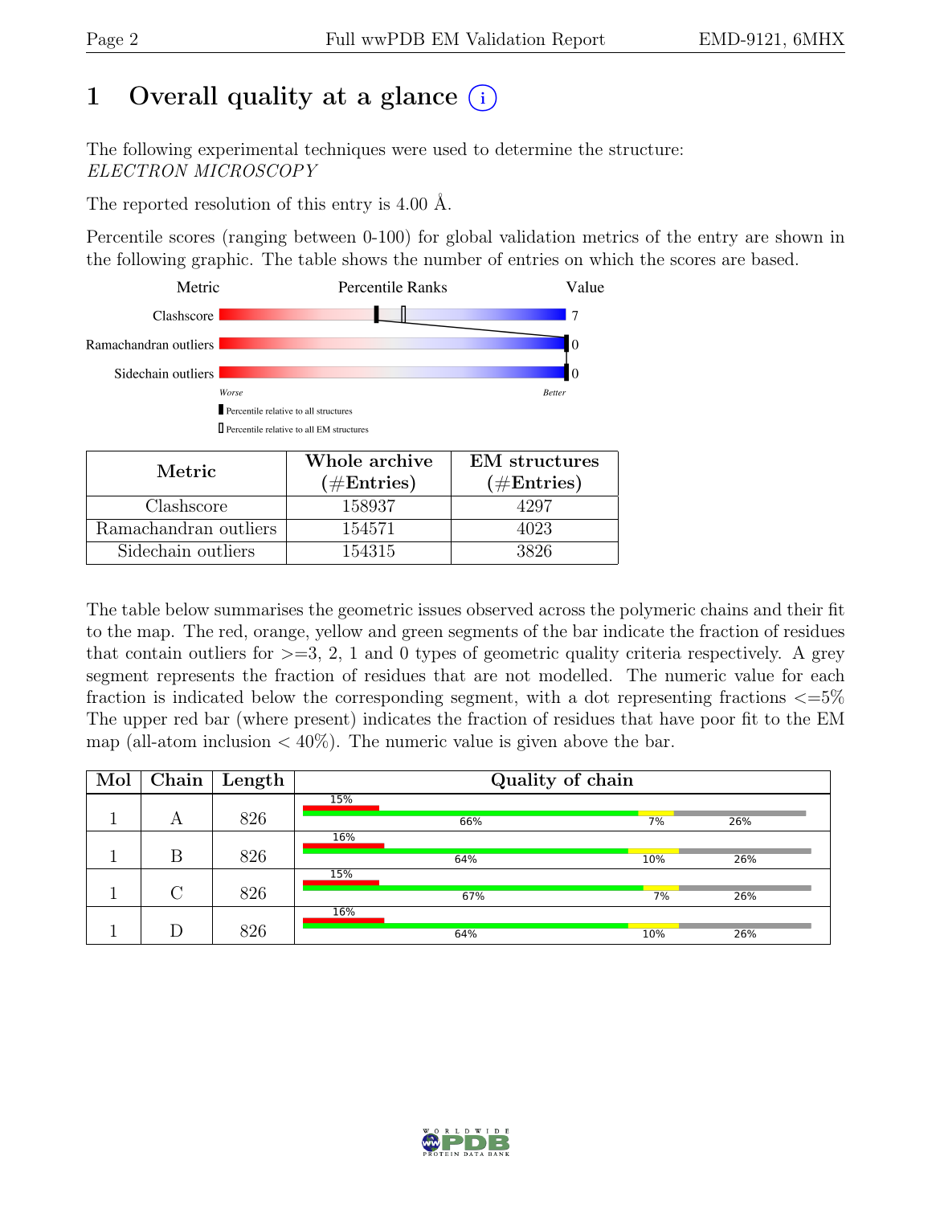# 1 Overall quality at a glance (i)

The following experimental techniques were used to determine the structure:
*ELECTRON MICROSCOPY*

The reported resolution of this entry is 4.00 Å.

Percentile scores (ranging between 0-100) for global validation metrics of the entry are shown in the following graphic. The table shows the number of entries on which the scores are based.

| Metric | Percentile Ranks | Value |
|---|---|---|
| Clashscore | | 7 |
| Ramachandran outliers | | 0 |
| Sidechain outliers | | 0 |

Worse — Better

■ Percentile relative to all structures
□ Percentile relative to all EM structures

| Metric | Whole archive (#Entries) | EM structures (#Entries) |
|---|---|---|
| Clashscore | 158937 | 4297 |
| Ramachandran outliers | 154571 | 4023 |
| Sidechain outliers | 154315 | 3826 |

The table below summarises the geometric issues observed across the polymeric chains and their fit to the map. The red, orange, yellow and green segments of the bar indicate the fraction of residues that contain outliers for >=3, 2, 1 and 0 types of geometric quality criteria respectively. A grey segment represents the fraction of residues that are not modelled. The numeric value for each fraction is indicated below the corresponding segment, with a dot representing fractions <=5% The upper red bar (where present) indicates the fraction of residues that have poor fit to the EM map (all-atom inclusion < 40%). The numeric value is given above the bar.

| Mol | Chain | Length | Quality of chain |
|---|---|---|---|
| 1 | A | 826 | 15% (poor fit); 66%, 7%, 26% |
| 1 | B | 826 | 16% (poor fit); 64%, 10%, 26% |
| 1 | C | 826 | 15% (poor fit); 67%, 7%, 26% |
| 1 | D | 826 | 16% (poor fit); 64%, 10%, 26% |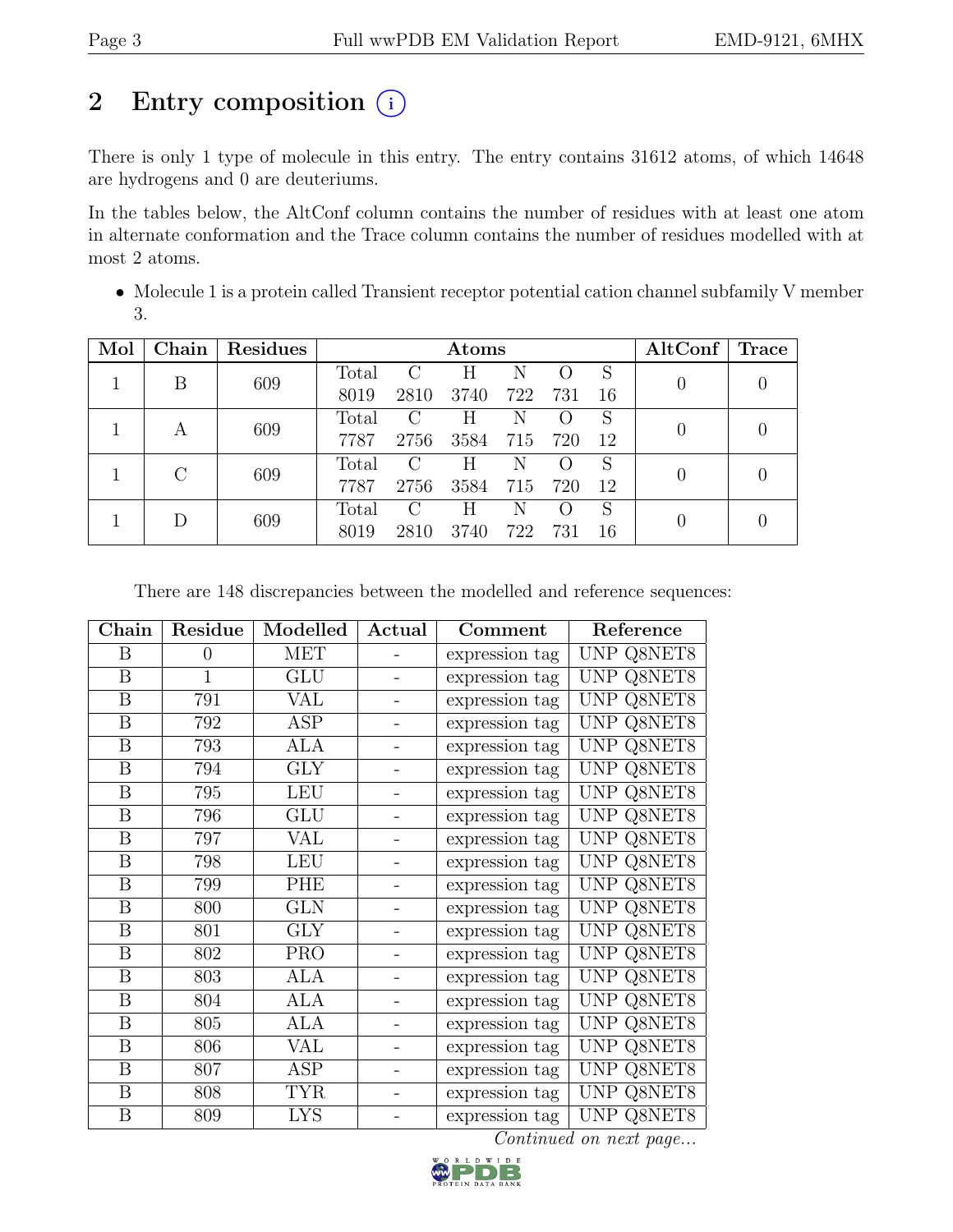# 2 Entry composition (i)

There is only 1 type of molecule in this entry. The entry contains 31612 atoms, of which 14648 are hydrogens and 0 are deuteriums.

In the tables below, the AltConf column contains the number of residues with at least one atom in alternate conformation and the Trace column contains the number of residues modelled with at most 2 atoms.

- Molecule 1 is a protein called Transient receptor potential cation channel subfamily V member 3.

| Mol | Chain | Residues | Atoms | | | | | | AltConf | Trace |
|---|---|---|---|---|---|---|---|---|---|---|
| 1 | B | 609 | Total 8019 | C 2810 | H 3740 | N 722 | O 731 | S 16 | 0 | 0 |
| 1 | A | 609 | Total 7787 | C 2756 | H 3584 | N 715 | O 720 | S 12 | 0 | 0 |
| 1 | C | 609 | Total 7787 | C 2756 | H 3584 | N 715 | O 720 | S 12 | 0 | 0 |
| 1 | D | 609 | Total 8019 | C 2810 | H 3740 | N 722 | O 731 | S 16 | 0 | 0 |

There are 148 discrepancies between the modelled and reference sequences:

| Chain | Residue | Modelled | Actual | Comment | Reference |
|---|---|---|---|---|---|
| B | 0 | MET | - | expression tag | UNP Q8NET8 |
| B | 1 | GLU | - | expression tag | UNP Q8NET8 |
| B | 791 | VAL | - | expression tag | UNP Q8NET8 |
| B | 792 | ASP | - | expression tag | UNP Q8NET8 |
| B | 793 | ALA | - | expression tag | UNP Q8NET8 |
| B | 794 | GLY | - | expression tag | UNP Q8NET8 |
| B | 795 | LEU | - | expression tag | UNP Q8NET8 |
| B | 796 | GLU | - | expression tag | UNP Q8NET8 |
| B | 797 | VAL | - | expression tag | UNP Q8NET8 |
| B | 798 | LEU | - | expression tag | UNP Q8NET8 |
| B | 799 | PHE | - | expression tag | UNP Q8NET8 |
| B | 800 | GLN | - | expression tag | UNP Q8NET8 |
| B | 801 | GLY | - | expression tag | UNP Q8NET8 |
| B | 802 | PRO | - | expression tag | UNP Q8NET8 |
| B | 803 | ALA | - | expression tag | UNP Q8NET8 |
| B | 804 | ALA | - | expression tag | UNP Q8NET8 |
| B | 805 | ALA | - | expression tag | UNP Q8NET8 |
| B | 806 | VAL | - | expression tag | UNP Q8NET8 |
| B | 807 | ASP | - | expression tag | UNP Q8NET8 |
| B | 808 | TYR | - | expression tag | UNP Q8NET8 |
| B | 809 | LYS | - | expression tag | UNP Q8NET8 |

*Continued on next page...*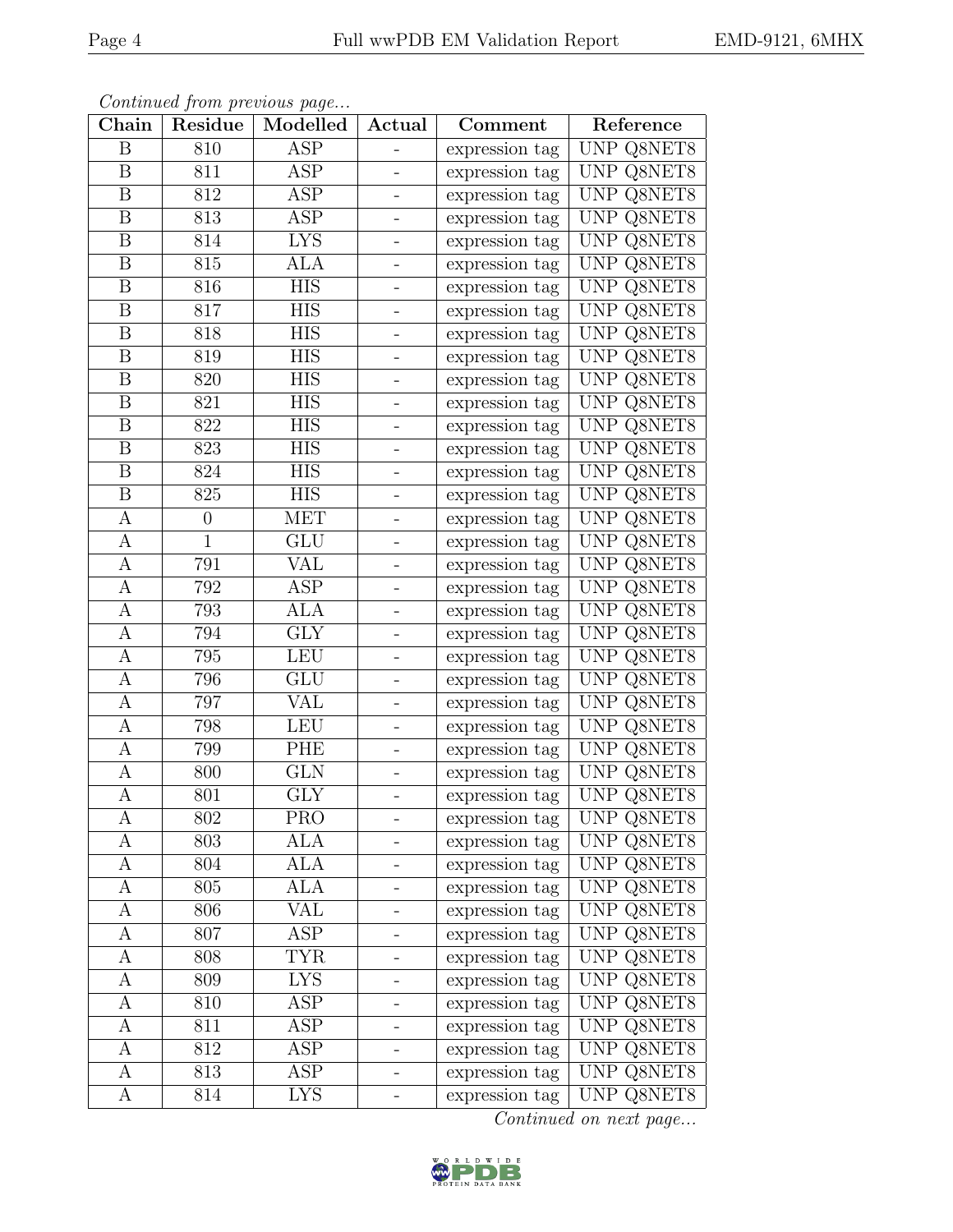*Continued from previous page...*

| Chain | Residue | Modelled | Actual | Comment | Reference |
| --- | --- | --- | --- | --- | --- |
| B | 810 | ASP | - | expression tag | UNP Q8NET8 |
| B | 811 | ASP | - | expression tag | UNP Q8NET8 |
| B | 812 | ASP | - | expression tag | UNP Q8NET8 |
| B | 813 | ASP | - | expression tag | UNP Q8NET8 |
| B | 814 | LYS | - | expression tag | UNP Q8NET8 |
| B | 815 | ALA | - | expression tag | UNP Q8NET8 |
| B | 816 | HIS | - | expression tag | UNP Q8NET8 |
| B | 817 | HIS | - | expression tag | UNP Q8NET8 |
| B | 818 | HIS | - | expression tag | UNP Q8NET8 |
| B | 819 | HIS | - | expression tag | UNP Q8NET8 |
| B | 820 | HIS | - | expression tag | UNP Q8NET8 |
| B | 821 | HIS | - | expression tag | UNP Q8NET8 |
| B | 822 | HIS | - | expression tag | UNP Q8NET8 |
| B | 823 | HIS | - | expression tag | UNP Q8NET8 |
| B | 824 | HIS | - | expression tag | UNP Q8NET8 |
| B | 825 | HIS | - | expression tag | UNP Q8NET8 |
| A | 0 | MET | - | expression tag | UNP Q8NET8 |
| A | 1 | GLU | - | expression tag | UNP Q8NET8 |
| A | 791 | VAL | - | expression tag | UNP Q8NET8 |
| A | 792 | ASP | - | expression tag | UNP Q8NET8 |
| A | 793 | ALA | - | expression tag | UNP Q8NET8 |
| A | 794 | GLY | - | expression tag | UNP Q8NET8 |
| A | 795 | LEU | - | expression tag | UNP Q8NET8 |
| A | 796 | GLU | - | expression tag | UNP Q8NET8 |
| A | 797 | VAL | - | expression tag | UNP Q8NET8 |
| A | 798 | LEU | - | expression tag | UNP Q8NET8 |
| A | 799 | PHE | - | expression tag | UNP Q8NET8 |
| A | 800 | GLN | - | expression tag | UNP Q8NET8 |
| A | 801 | GLY | - | expression tag | UNP Q8NET8 |
| A | 802 | PRO | - | expression tag | UNP Q8NET8 |
| A | 803 | ALA | - | expression tag | UNP Q8NET8 |
| A | 804 | ALA | - | expression tag | UNP Q8NET8 |
| A | 805 | ALA | - | expression tag | UNP Q8NET8 |
| A | 806 | VAL | - | expression tag | UNP Q8NET8 |
| A | 807 | ASP | - | expression tag | UNP Q8NET8 |
| A | 808 | TYR | - | expression tag | UNP Q8NET8 |
| A | 809 | LYS | - | expression tag | UNP Q8NET8 |
| A | 810 | ASP | - | expression tag | UNP Q8NET8 |
| A | 811 | ASP | - | expression tag | UNP Q8NET8 |
| A | 812 | ASP | - | expression tag | UNP Q8NET8 |
| A | 813 | ASP | - | expression tag | UNP Q8NET8 |
| A | 814 | LYS | - | expression tag | UNP Q8NET8 |

*Continued on next page...*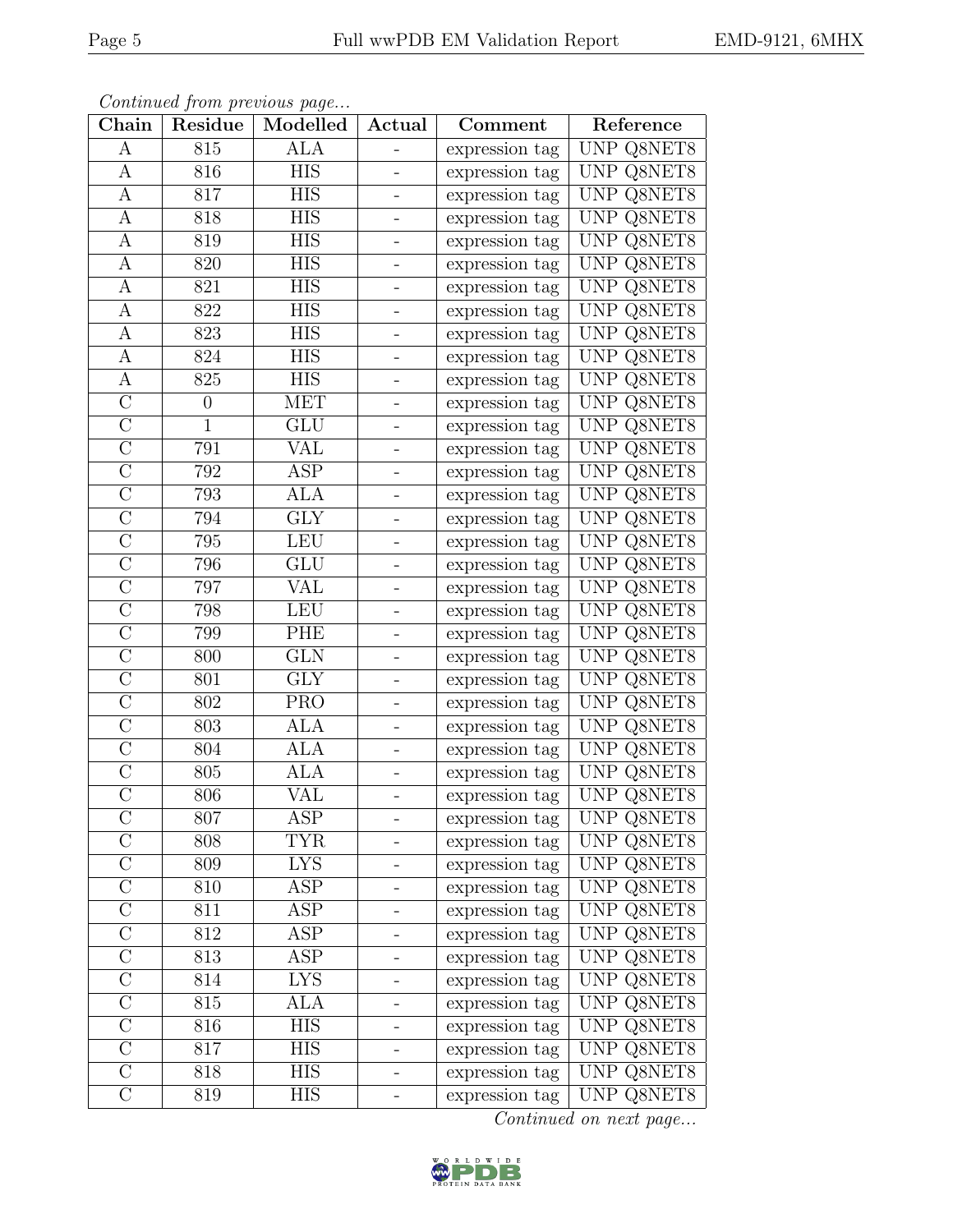*Continued from previous page...*

| Chain | Residue | Modelled | Actual | Comment | Reference |
|---|---|---|---|---|---|
| A | 815 | ALA | - | expression tag | UNP Q8NET8 |
| A | 816 | HIS | - | expression tag | UNP Q8NET8 |
| A | 817 | HIS | - | expression tag | UNP Q8NET8 |
| A | 818 | HIS | - | expression tag | UNP Q8NET8 |
| A | 819 | HIS | - | expression tag | UNP Q8NET8 |
| A | 820 | HIS | - | expression tag | UNP Q8NET8 |
| A | 821 | HIS | - | expression tag | UNP Q8NET8 |
| A | 822 | HIS | - | expression tag | UNP Q8NET8 |
| A | 823 | HIS | - | expression tag | UNP Q8NET8 |
| A | 824 | HIS | - | expression tag | UNP Q8NET8 |
| A | 825 | HIS | - | expression tag | UNP Q8NET8 |
| C | 0 | MET | - | expression tag | UNP Q8NET8 |
| C | 1 | GLU | - | expression tag | UNP Q8NET8 |
| C | 791 | VAL | - | expression tag | UNP Q8NET8 |
| C | 792 | ASP | - | expression tag | UNP Q8NET8 |
| C | 793 | ALA | - | expression tag | UNP Q8NET8 |
| C | 794 | GLY | - | expression tag | UNP Q8NET8 |
| C | 795 | LEU | - | expression tag | UNP Q8NET8 |
| C | 796 | GLU | - | expression tag | UNP Q8NET8 |
| C | 797 | VAL | - | expression tag | UNP Q8NET8 |
| C | 798 | LEU | - | expression tag | UNP Q8NET8 |
| C | 799 | PHE | - | expression tag | UNP Q8NET8 |
| C | 800 | GLN | - | expression tag | UNP Q8NET8 |
| C | 801 | GLY | - | expression tag | UNP Q8NET8 |
| C | 802 | PRO | - | expression tag | UNP Q8NET8 |
| C | 803 | ALA | - | expression tag | UNP Q8NET8 |
| C | 804 | ALA | - | expression tag | UNP Q8NET8 |
| C | 805 | ALA | - | expression tag | UNP Q8NET8 |
| C | 806 | VAL | - | expression tag | UNP Q8NET8 |
| C | 807 | ASP | - | expression tag | UNP Q8NET8 |
| C | 808 | TYR | - | expression tag | UNP Q8NET8 |
| C | 809 | LYS | - | expression tag | UNP Q8NET8 |
| C | 810 | ASP | - | expression tag | UNP Q8NET8 |
| C | 811 | ASP | - | expression tag | UNP Q8NET8 |
| C | 812 | ASP | - | expression tag | UNP Q8NET8 |
| C | 813 | ASP | - | expression tag | UNP Q8NET8 |
| C | 814 | LYS | - | expression tag | UNP Q8NET8 |
| C | 815 | ALA | - | expression tag | UNP Q8NET8 |
| C | 816 | HIS | - | expression tag | UNP Q8NET8 |
| C | 817 | HIS | - | expression tag | UNP Q8NET8 |
| C | 818 | HIS | - | expression tag | UNP Q8NET8 |
| C | 819 | HIS | - | expression tag | UNP Q8NET8 |

*Continued on next page...*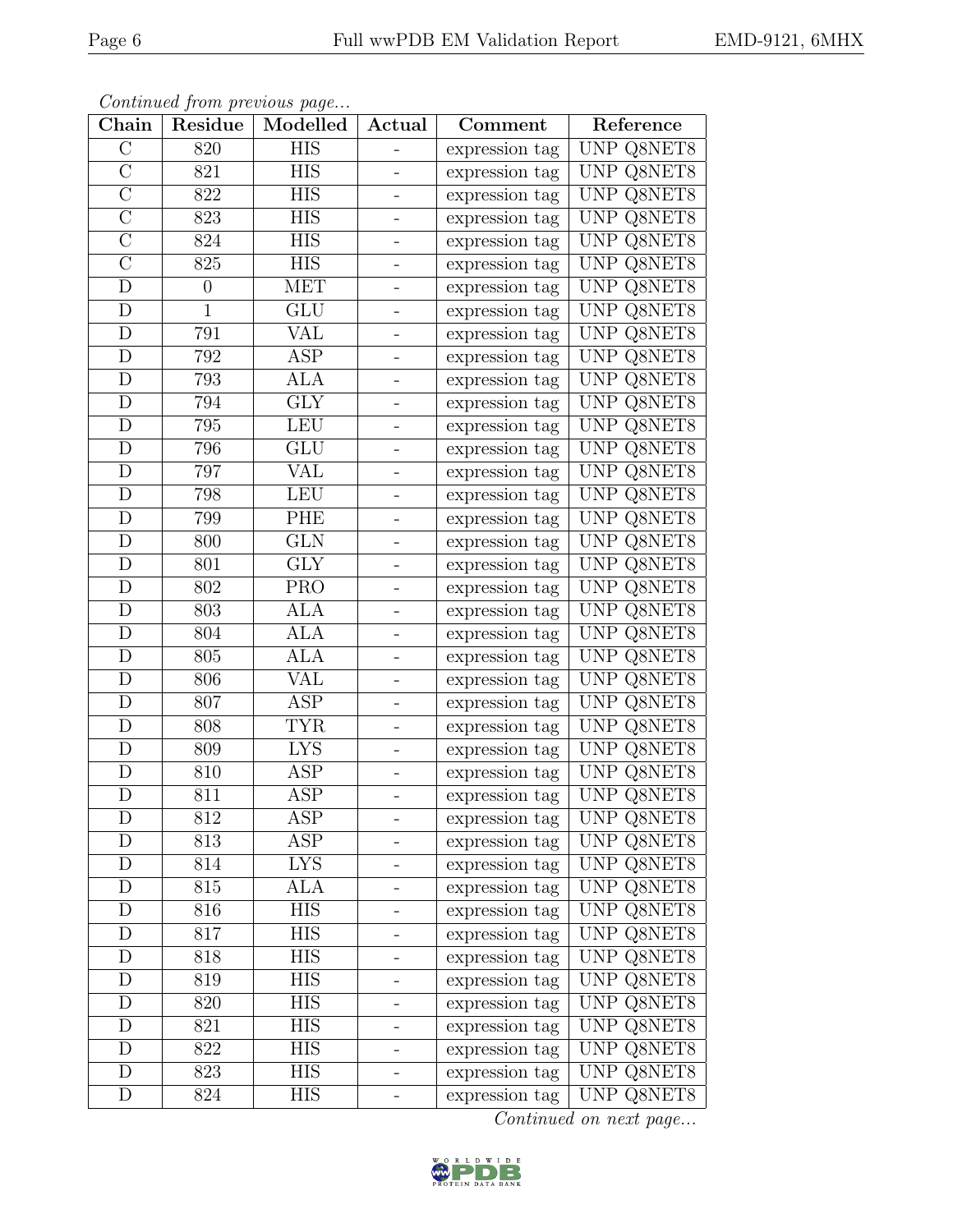*Continued from previous page...*

| Chain | Residue | Modelled | Actual | Comment | Reference |
|---|---|---|---|---|---|
| C | 820 | HIS | - | expression tag | UNP Q8NET8 |
| C | 821 | HIS | - | expression tag | UNP Q8NET8 |
| C | 822 | HIS | - | expression tag | UNP Q8NET8 |
| C | 823 | HIS | - | expression tag | UNP Q8NET8 |
| C | 824 | HIS | - | expression tag | UNP Q8NET8 |
| C | 825 | HIS | - | expression tag | UNP Q8NET8 |
| D | 0 | MET | - | expression tag | UNP Q8NET8 |
| D | 1 | GLU | - | expression tag | UNP Q8NET8 |
| D | 791 | VAL | - | expression tag | UNP Q8NET8 |
| D | 792 | ASP | - | expression tag | UNP Q8NET8 |
| D | 793 | ALA | - | expression tag | UNP Q8NET8 |
| D | 794 | GLY | - | expression tag | UNP Q8NET8 |
| D | 795 | LEU | - | expression tag | UNP Q8NET8 |
| D | 796 | GLU | - | expression tag | UNP Q8NET8 |
| D | 797 | VAL | - | expression tag | UNP Q8NET8 |
| D | 798 | LEU | - | expression tag | UNP Q8NET8 |
| D | 799 | PHE | - | expression tag | UNP Q8NET8 |
| D | 800 | GLN | - | expression tag | UNP Q8NET8 |
| D | 801 | GLY | - | expression tag | UNP Q8NET8 |
| D | 802 | PRO | - | expression tag | UNP Q8NET8 |
| D | 803 | ALA | - | expression tag | UNP Q8NET8 |
| D | 804 | ALA | - | expression tag | UNP Q8NET8 |
| D | 805 | ALA | - | expression tag | UNP Q8NET8 |
| D | 806 | VAL | - | expression tag | UNP Q8NET8 |
| D | 807 | ASP | - | expression tag | UNP Q8NET8 |
| D | 808 | TYR | - | expression tag | UNP Q8NET8 |
| D | 809 | LYS | - | expression tag | UNP Q8NET8 |
| D | 810 | ASP | - | expression tag | UNP Q8NET8 |
| D | 811 | ASP | - | expression tag | UNP Q8NET8 |
| D | 812 | ASP | - | expression tag | UNP Q8NET8 |
| D | 813 | ASP | - | expression tag | UNP Q8NET8 |
| D | 814 | LYS | - | expression tag | UNP Q8NET8 |
| D | 815 | ALA | - | expression tag | UNP Q8NET8 |
| D | 816 | HIS | - | expression tag | UNP Q8NET8 |
| D | 817 | HIS | - | expression tag | UNP Q8NET8 |
| D | 818 | HIS | - | expression tag | UNP Q8NET8 |
| D | 819 | HIS | - | expression tag | UNP Q8NET8 |
| D | 820 | HIS | - | expression tag | UNP Q8NET8 |
| D | 821 | HIS | - | expression tag | UNP Q8NET8 |
| D | 822 | HIS | - | expression tag | UNP Q8NET8 |
| D | 823 | HIS | - | expression tag | UNP Q8NET8 |
| D | 824 | HIS | - | expression tag | UNP Q8NET8 |

*Continued on next page...*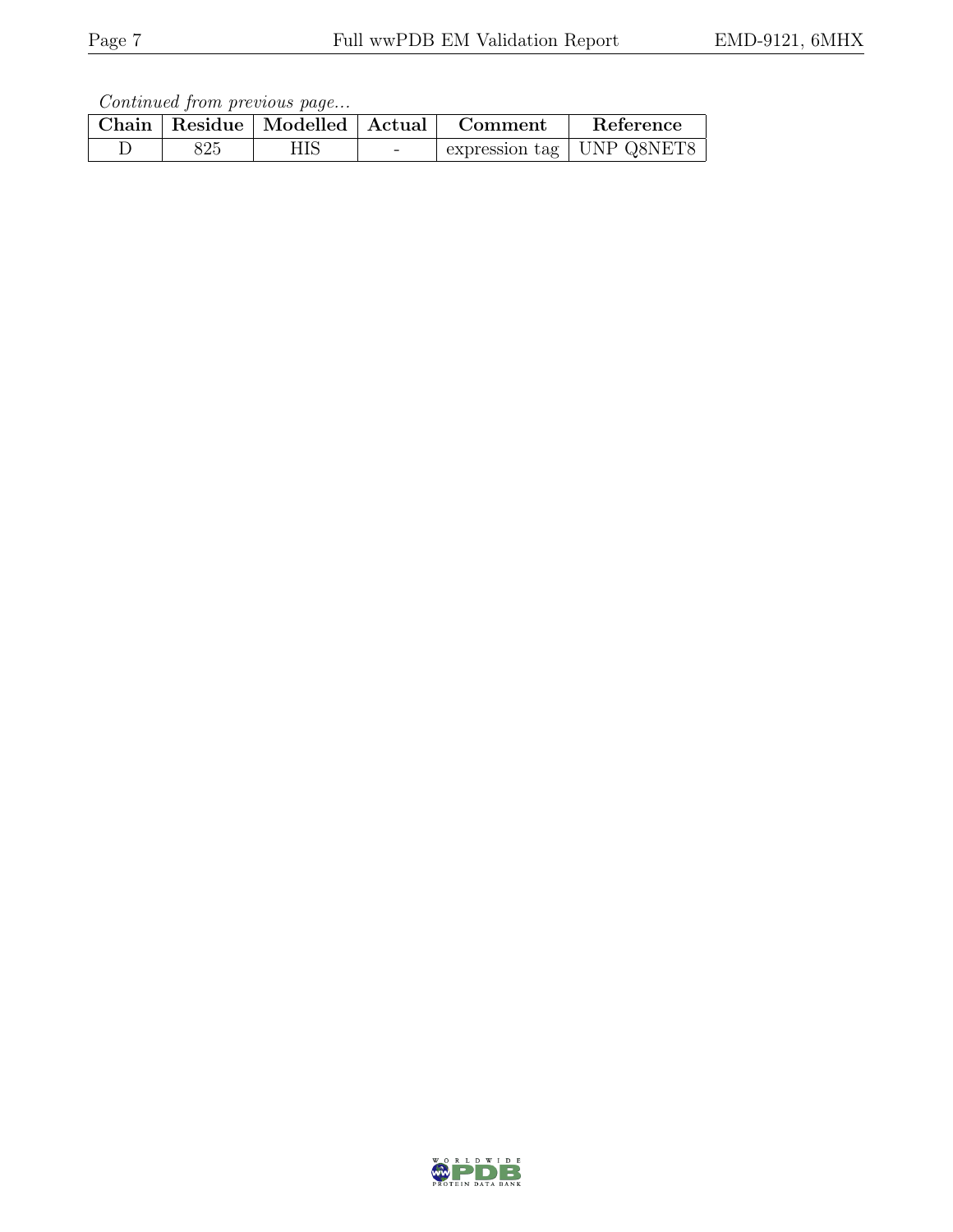*Continued from previous page...*

| Chain | Residue | Modelled | Actual | Comment | Reference |
|---|---|---|---|---|---|
| D | 825 | HIS | - | expression tag | UNP Q8NET8 |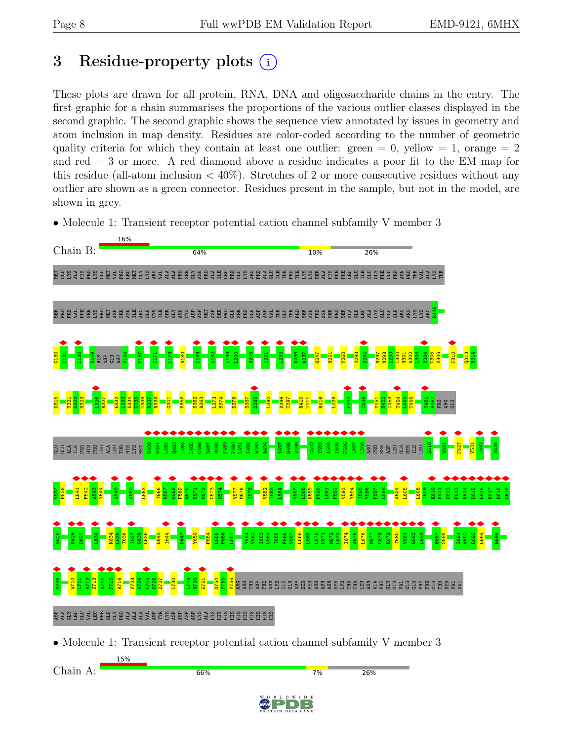# 3 Residue-property plots

These plots are drawn for all protein, RNA, DNA and oligosaccharide chains in the entry. The first graphic for a chain summarises the proportions of the various outlier classes displayed in the second graphic. The second graphic shows the sequence view annotated by issues in geometry and atom inclusion in map density. Residues are color-coded according to the number of geometric quality criteria for which they contain at least one outlier: green = 0, yellow = 1, orange = 2 and red = 3 or more. A red diamond above a residue indicates a poor fit to the EM map for this residue (all-atom inclusion < 40%). Stretches of 2 or more consecutive residues without any outlier are shown as a green connector. Residues present in the sample, but not in the model, are shown in grey.

- Molecule 1: Transient receptor potential cation channel subfamily V member 3

Chain B: 16% | 64% | 10% | 26%

MET GLU LYS ALA HIS PRO LYS GLU MET VAL PRO LEU MET GLY LYS ARG VAL ALA ALA PRO SER GLY ASN PRO ALA ILE LEU PRO GLU LYS ARG PRO ALA GLU ILE THR PRO THR LYS LYS SER ALA HIS PHE PHE LEU GLU ILE GLU GLY PHE GLU PRO ASN PRO THR VAL ALA LYS THR SER PRO PRO VAL PHE SER LYS PRO MET ASP SER ASN ILE ARG GLN CYS ILE SER GLY ASN CYS ASP ASP MET ASP SER PRO GLN SER PRO GLN ASP ASP VAL THR GLU THR PRO SER ASN PRO ASN SER PRO SER ALA GLN LEU ALA LYS GLU GLU GLN ARG ARG LYS LYS ARG R118 G130 C131 L138 R149 HIS ASP GLU ASP V154 F157 C171 L176 N180 I189 A192 I199 L200 N205 I221 L233 A236 A237 G247 N251 Y260 D293 S294 N297 N298 I299 L300 H301 A302 L303 V304 T305 V306 F310 Q313 N314 D315 Y321 D322 M323 L326 R327 E332 L333 E334 T335 T336 R337 N338 G341 K358 S362 R363 L373 S374 D379 S387 S388 L392 D396 T397 N410 T411 R416 L428 F442 C446 Y451 N452 I453 T454 L455 T456 Y461 R462 PRO ARG GLU GLU GLU ALA ILE PRO HIS PRO LEU ALA LEU THR HIS LYS MET G480 W481 L482 Q483 L484 L485 G486 R487 M488 F489 V490 L491 I492 W493 A494 I497 S498 V499 G502 I503 A504 I505 F506 L507 L508 ARG PRO SER ASP LEU GLN SER ILE LEU S518 W521 F527 V531 L532 S536 V537 F538 L541 F542 A543 Y544 A549 A560 L563 T566 R567 G568 F569 Q570 S571 M572 G573 M574 V577 M578 I579 V582 I583 L584 V587 L588 K589 F590 L591 F592 V593 Y594 I595 V596 F597 L598 A604 L605 L608 I609 E610 K611 C612 P613 K614 D615 N616 K617 D618 C619 S620 S626 D627 L630 K634 L635 T636 I637 G638 L639 M643 I644 N647 Y650 F654 L655 F656 L657 Y661 V662 I663 L664 T665 F666 V667 L668 L669 L670 N671 M672 L673 I674 A675 L676 M677 G678 E679 T680 V681 E682 N683 E687 S688 I691 W692 R693 L694 R698 M706 W710 L711 R712 S713 R714 F715 R716 V723 A724 E725 D726 D727 L730 L749 N750 E751 G754 P755 V756 ARG ARG THR ASP PHE ASN LYS ILE GLN ASP SER SER ARG ASN ASN SER LYS THR THR LEU ASN ALA PHE GLU GLU VAL GLU GLU PHE PRO GLU THR SER VAL VAL ASP ALA GLY LEU GLU VAL LEU PHE GLN GLY PRO ALA ALA ALA VAL ASP TYR LYS ASP ASP ASP ASP LYS ALA HIS HIS HIS HIS HIS HIS HIS HIS HIS HIS

- Molecule 1: Transient receptor potential cation channel subfamily V member 3

Chain A: 15% | 66% | 7% | 26%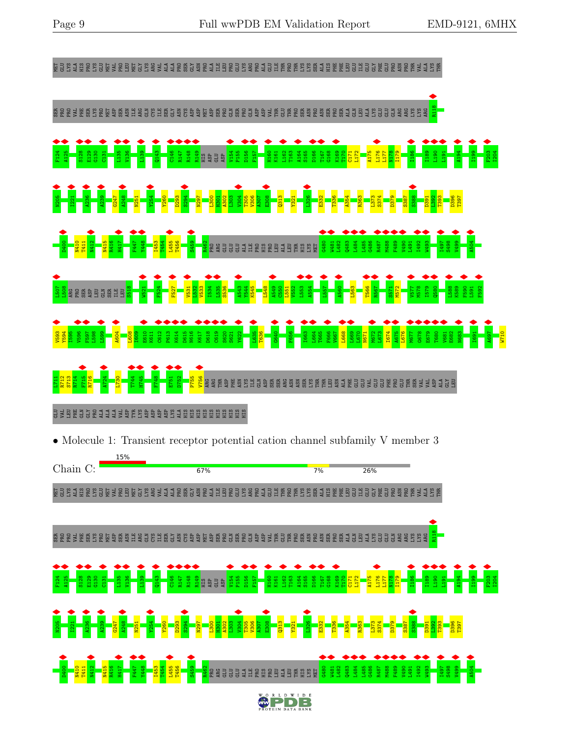MET GLU LYS ALA HIS PRO LYS GLU MET VAL PRO LEU MET GLY LYS ARG VAL ALA ALA PRO SER GLY ASN PRO ALA ILE LEU PRO GLU LYS ARG PRO ALA GLU ILE THR PRO THR LYS LYS SER ALA HIS PHE PHE LEU GLU ILE GLU GLY PHE GLU PRO ASN PRO THR VAL ALA LYS THR

SER PRO PRO VAL PHE SER LYS PRO MET ASP SER ASN ILE ARG GLN CYS ILE SER GLY ASN CYS ASP ASP MET ASP SER PRO GLN SER PRO GLN ASP ASP VAL THR GLU THR PRO SER ASN PRO ASN SER PRO SER ALA GLN LEU ALA LYS GLU GLU GLN ARG ARG LYS LYS ARG R118

F124 A125 S128 E129 G130 C131 L135 V136 L139 Q143 C146 R147 R148 R149 HIS ASP GLU ASP V154 P155 D156 F157 H160 K161 L162 T163 A164 S165 D166 T167 G168 K169 T170 C171 L172 A175 L176 L177 N178 I179 I186 I189 L190 L191 A194 I199 F203 I204

N205 I221 A236 A239 G247 A248 N251 Y254 Y260 D293 S294 N297 L300 H301 A302 L303 V304 T305 V306 A307 E308 Q313 Y321 L326 E332 T336 A354 R363 L373 S374 D379 S387 S388 D391 L392 T393 D396 T397

D400 N410 T411 N412 N415 R416 H417 F447 Y448 I453 T454 L455 T456 S459 R462 PRO ARG GLU GLU GLU ALA ILE PRO HIS PRO LEU ALA LEU THR HIS LYS MET G480 W481 L482 Q483 L484 L485 G486 R487 M488 F489 V490 L491 I492 W493 I497 S498 V499 A504

L507 L508 ARG PRO SER ASP LEU GLN SER ILE LEU S518 W521 F524 F527 V531 L532 V533 I534 L535 S536 A543 Y544 K545 L548 A549 C550 L551 V552 L553 A554 L557 A560 L563 T566 R567 S571 M572 V577 M578 I579 Q580 L588 K589 F590 L591 F592

V593 Y594 I595 V596 F597 L598 L599 A604 L608 I609 E610 K611 C612 P613 K614 D615 N616 K617 D618 C619 S620 S621 Y622 L635 T636 G640 F656 I663 L664 T665 F666 V667 L668 L669 L670 N671 M672 L673 I674 A675 L676 M677 G678 E679 T680 V681 E682 N683 I691 A697 W710

L711 R712 S713 R714 F715 R716 A724 L730 T744 H745 F748 E751 D752 P755 V756 ARG THR ASP PHE ASN LYS ILE GLN ASP SER SER ARG ASN ASN SER LYS THR THR LEU ASN ALA PHE GLU GLU VAL GLU GLU PHE PRO GLU THR SER VAL VAL ASP ALA GLY LEU

GLU VAL LEU PHE GLN GLY PRO ALA ALA ALA VAL ASP TYR LYS ASP ASP ASP ASP LYS ALA HIS HIS HIS HIS HIS HIS HIS HIS HIS HIS

- Molecule 1: Transient receptor potential cation channel subfamily V member 3

Chain C: 15% | 67% | 7% | 26%

MET GLU LYS ALA HIS PRO LYS GLU MET VAL PRO LEU MET GLY LYS ARG VAL ALA ALA PRO SER GLY ASN PRO ALA ILE LEU PRO GLU LYS ARG PRO ALA GLU ILE THR PRO THR LYS LYS SER ALA HIS PHE PHE LEU GLU ILE GLU GLY PHE GLU PRO ASN PRO THR VAL ALA LYS THR

SER PRO PRO VAL PHE SER LYS PRO MET ASP SER ASN ILE ARG GLN CYS ILE SER GLY ASN CYS ASP ASP MET ASP SER PRO GLN SER PRO GLN ASP ASP VAL THR GLU THR PRO SER ASN PRO ASN SER PRO SER ALA GLN LEU ALA LYS GLU GLU GLN ARG ARG LYS LYS ARG R118

F124 A125 S128 E129 G130 C131 L135 V136 L139 Q143 C146 R147 R148 R149 HIS ASP GLU ASP V154 P155 D156 F157 H160 K161 L162 T163 A164 S165 D166 T167 G168 K169 T170 C171 L172 A175 L176 L177 N178 I179 I186 I189 L190 L191 A194 I199 F203 I204

N205 I221 A236 A239 G247 A248 N251 Y254 Y260 D293 S294 N297 L300 H301 A302 L303 V304 T305 V306 A307 E308 Q313 Y321 L326 E332 T336 A354 R363 L373 S374 D379 S387 S388 D391 L392 T393 D396 T397

D400 N410 T411 N412 N415 R416 H417 F447 Y448 I453 T454 L455 T456 S459 R462 PRO ARG GLU GLU GLU ALA ILE PRO HIS PRO LEU ALA LEU THR HIS LYS MET G480 W481 L482 Q483 L484 L485 G486 R487 M488 F489 V490 L491 I492 W493 I497 S498 V499 A504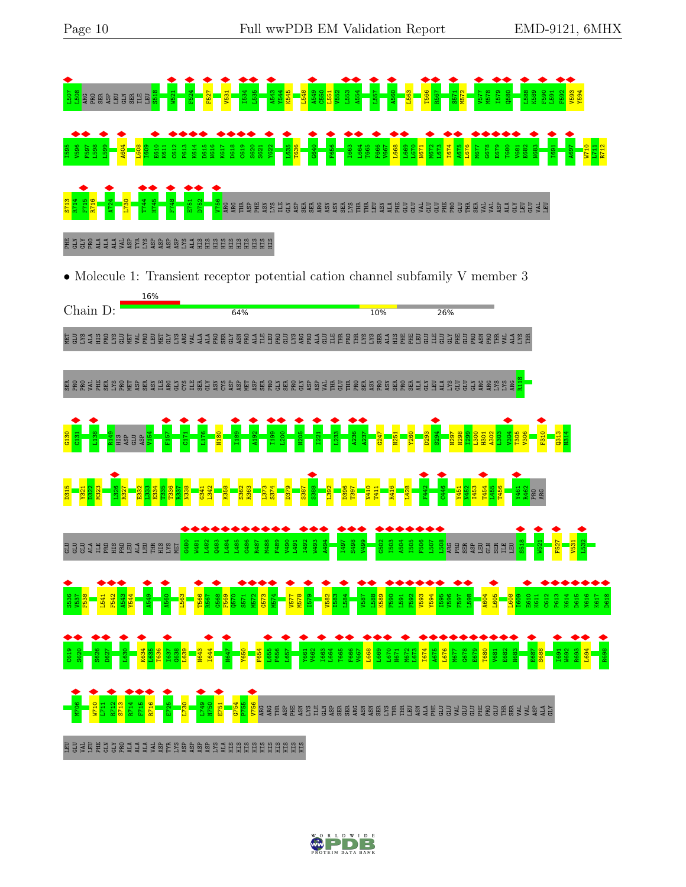L507 L508 ARG PRO SER ASP LEU GLN SER ILE LEU S518 W521 F524 F527 V531 I534 L535 A543 Y544 K545 L548 A549 C550 L551 V552 L553 A554 L557 A560 L563 T566 R567 S571 M572 V577 M578 I579 Q580 L588 K589 F590 L591 F592 V593 Y594

I595 V596 F597 L598 L599 A604 L608 I609 E610 K611 C612 P613 K614 D615 N616 K617 D618 C619 S620 S621 Y622 L635 T636 G640 F656 I663 L664 T665 F666 V667 L668 L669 L670 N671 M672 L673 I674 A675 L676 M677 G678 E679 T680 V681 E682 N683 I691 A697 W710 L711 R712

S713 R714 F715 R716 A724 L730 T744 H745 F748 E751 D752 V756 ARG ARG THR ASP PHE ASN LYS ILE GLN ASP SER SER ARG ASN ASN SER LYS THR THR LEU ASN ALA PHE GLU GLU VAL GLU GLU PHE PRO GLU THR SER VAL VAL ASP ALA GLY LEU GLU VAL LEU

PHE GLN GLY PRO ALA ALA ALA VAL ASP TYR LYS ASP ASP ASP ASP LYS ALA HIS HIS HIS HIS HIS HIS HIS HIS HIS HIS

• Molecule 1: Transient receptor potential cation channel subfamily V member 3

Chain D: 16% | 64% | 10% | 26%

MET GLU LYS ALA HIS PRO LYS GLU MET VAL PRO LEU MET GLY LYS ARG VAL ALA ALA PRO SER GLY ASN PRO ALA ILE LEU PRO GLU LYS ARG PRO ALA GLU ILE THR PRO THR LYS LYS SER ALA HIS PHE PHE LEU GLU ILE GLU GLY PHE GLU PRO ASN PRO THR VAL ALA LYS THR

SER PRO PRO VAL PHE SER LYS PRO MET ASP SER ASN ILE ARG GLN CYS ILE SER GLY ASN CYS ASP ASP MET ASP SER PRO GLN SER PRO GLN ASP ASP VAL THR GLU THR PRO SER ASN PRO ASN SER PRO SER ALA GLN LEU ALA LYS GLU GLU GLN ARG ARG LYS LYS ARG R118

G130 C131 L138 R149 HIS ASP GLU ASP V154 F157 C171 L176 N180 I189 A192 I199 L200 N205 I221 L233 A236 A237 G247 N251 Y260 D293 S294 N297 N298 I299 L300 H301 A302 L303 V304 T305 V306 F310 Q313 N314

D315 Y321 D322 M323 L326 R327 E332 L333 E334 T335 T336 R337 N338 G341 L342 K358 S362 R363 L373 S374 D379 S387 S388 L392 D396 T397 N410 T411 R416 L428 F442 C446 Y451 N452 I453 T454 L455 T456 Y461 R462 PRO ARG

GLU GLU GLU ALA ILE PRO HIS PRO LEU ALA LEU THR HIS LYS MET G480 W481 L482 Q483 L484 L485 G486 R487 M488 F489 V490 L491 I492 W493 A494 I497 S498 V499 G502 I503 A504 I505 F506 L507 L508 ARG PRO SER ASP LEU GLN SER ILE LEU S518 W521 F527 V531 L532

S536 V537 F538 L541 F542 A543 Y544 A549 A560 L563 T566 R567 G568 F569 Q570 S571 M572 G573 M574 V577 M578 I579 V582 I583 L584 V587 L588 K589 F590 L591 F592 V593 Y594 I595 V596 F597 L598 A604 L605 L608 I609 E610 K611 C612 P613 K614 D615 N616 K617 D618

C619 S620 S626 D627 L630 K634 L635 T636 I637 G638 L639 N643 I644 N647 Y650 F654 L655 F656 L657 Y661 V662 I663 L664 T665 F666 V667 L668 L669 L670 N671 M672 L673 I674 A675 L676 M677 G678 E679 T680 V681 E682 N683 E687 S688 I691 W692 R693 L694 R698

M706 W710 L711 R712 S713 R714 F715 R716 E725 L730 L749 N750 E751 G754 P755 V756 ARG ARG THR ASP PHE ASN LYS ILE GLN ASP SER SER ARG ASN ASN SER LYS THR THR LEU ASN ALA PHE GLU GLU VAL GLU GLU PHE PRO GLU THR SER VAL VAL ASP ALA GLY

LEU GLU VAL LEU PHE GLN GLY PRO ALA ALA ALA VAL ASP TYR LYS ASP ASP ASP ASP LYS ALA HIS HIS HIS HIS HIS HIS HIS HIS HIS HIS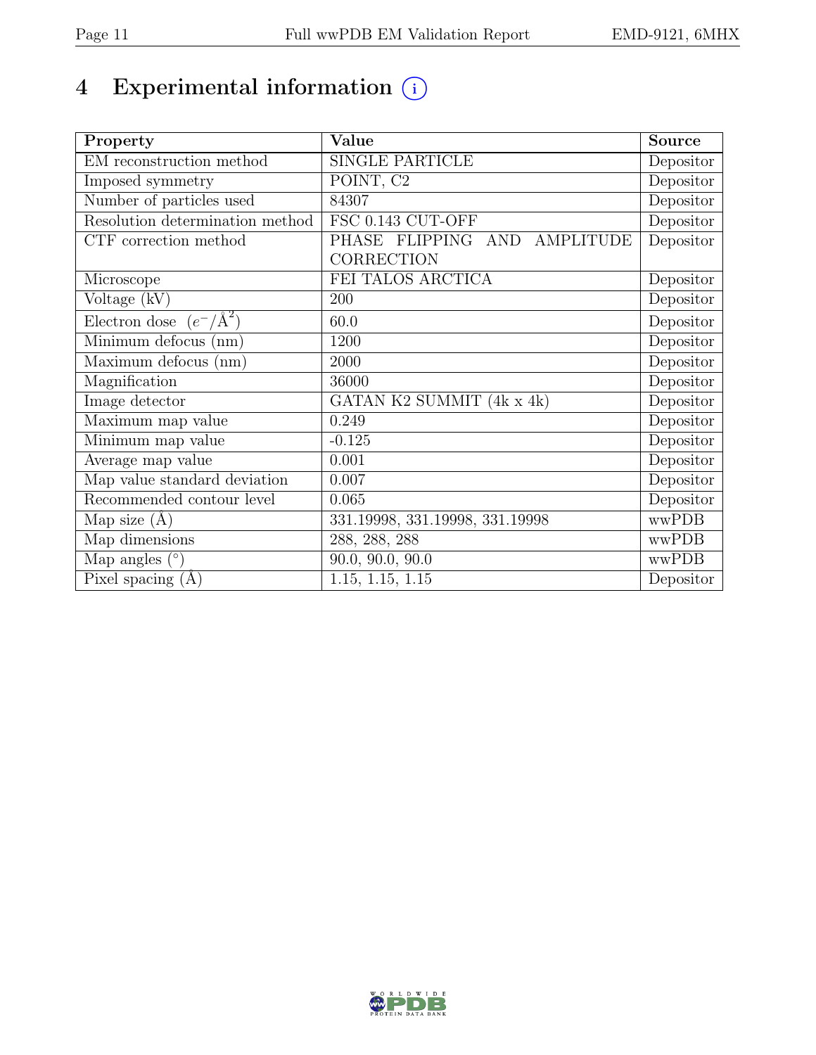# 4 Experimental information

| Property | Value | Source |
|---|---|---|
| EM reconstruction method | SINGLE PARTICLE | Depositor |
| Imposed symmetry | POINT, C2 | Depositor |
| Number of particles used | 84307 | Depositor |
| Resolution determination method | FSC 0.143 CUT-OFF | Depositor |
| CTF correction method | PHASE FLIPPING AND AMPLITUDE CORRECTION | Depositor |
| Microscope | FEI TALOS ARCTICA | Depositor |
| Voltage (kV) | 200 | Depositor |
| Electron dose ($e^-/\text{Å}^2$) | 60.0 | Depositor |
| Minimum defocus (nm) | 1200 | Depositor |
| Maximum defocus (nm) | 2000 | Depositor |
| Magnification | 36000 | Depositor |
| Image detector | GATAN K2 SUMMIT (4k x 4k) | Depositor |
| Maximum map value | 0.249 | Depositor |
| Minimum map value | -0.125 | Depositor |
| Average map value | 0.001 | Depositor |
| Map value standard deviation | 0.007 | Depositor |
| Recommended contour level | 0.065 | Depositor |
| Map size (Å) | 331.19998, 331.19998, 331.19998 | wwPDB |
| Map dimensions | 288, 288, 288 | wwPDB |
| Map angles (°) | 90.0, 90.0, 90.0 | wwPDB |
| Pixel spacing (Å) | 1.15, 1.15, 1.15 | Depositor |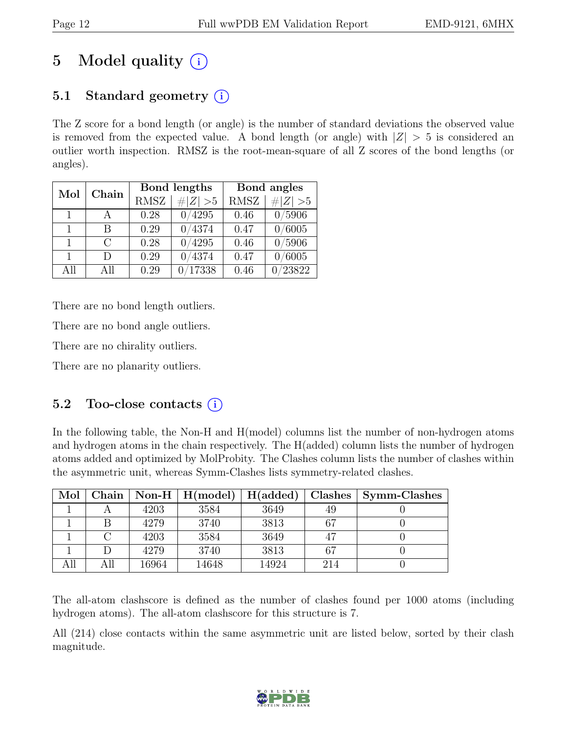# 5 Model quality (i)

## 5.1 Standard geometry (i)

The Z score for a bond length (or angle) is the number of standard deviations the observed value is removed from the expected value. A bond length (or angle) with $|Z| > 5$ is considered an outlier worth inspection. RMSZ is the root-mean-square of all Z scores of the bond lengths (or angles).

| Mol | Chain | Bond lengths | | Bond angles | |
|---|---|---|---|---|---|
| | | RMSZ | $\#\|Z\| > 5$ | RMSZ | $\#\|Z\| > 5$ |
| 1 | A | 0.28 | 0/4295 | 0.46 | 0/5906 |
| 1 | B | 0.29 | 0/4374 | 0.47 | 0/6005 |
| 1 | C | 0.28 | 0/4295 | 0.46 | 0/5906 |
| 1 | D | 0.29 | 0/4374 | 0.47 | 0/6005 |
| All | All | 0.29 | 0/17338 | 0.46 | 0/23822 |

There are no bond length outliers.

There are no bond angle outliers.

There are no chirality outliers.

There are no planarity outliers.

## 5.2 Too-close contacts (i)

In the following table, the Non-H and H(model) columns list the number of non-hydrogen atoms and hydrogen atoms in the chain respectively. The H(added) column lists the number of hydrogen atoms added and optimized by MolProbity. The Clashes column lists the number of clashes within the asymmetric unit, whereas Symm-Clashes lists symmetry-related clashes.

| Mol | Chain | Non-H | H(model) | H(added) | Clashes | Symm-Clashes |
|---|---|---|---|---|---|---|
| 1 | A | 4203 | 3584 | 3649 | 49 | 0 |
| 1 | B | 4279 | 3740 | 3813 | 67 | 0 |
| 1 | C | 4203 | 3584 | 3649 | 47 | 0 |
| 1 | D | 4279 | 3740 | 3813 | 67 | 0 |
| All | All | 16964 | 14648 | 14924 | 214 | 0 |

The all-atom clashscore is defined as the number of clashes found per 1000 atoms (including hydrogen atoms). The all-atom clashscore for this structure is 7.

All (214) close contacts within the same asymmetric unit are listed below, sorted by their clash magnitude.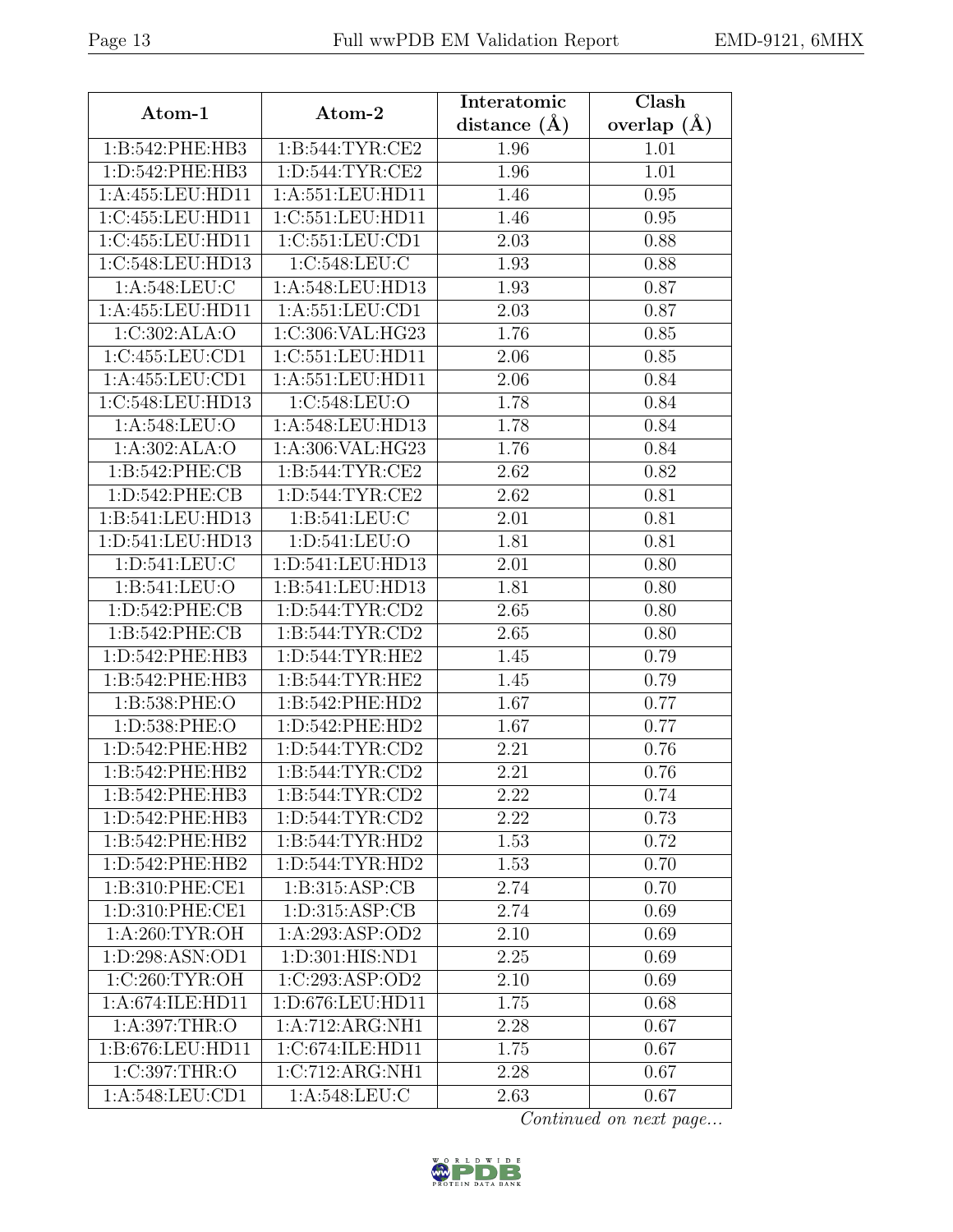| Atom-1 | Atom-2 | Interatomic distance (Å) | Clash overlap (Å) |
|---|---|---|---|
| 1:B:542:PHE:HB3 | 1:B:544:TYR:CE2 | 1.96 | 1.01 |
| 1:D:542:PHE:HB3 | 1:D:544:TYR:CE2 | 1.96 | 1.01 |
| 1:A:455:LEU:HD11 | 1:A:551:LEU:HD11 | 1.46 | 0.95 |
| 1:C:455:LEU:HD11 | 1:C:551:LEU:HD11 | 1.46 | 0.95 |
| 1:C:455:LEU:HD11 | 1:C:551:LEU:CD1 | 2.03 | 0.88 |
| 1:C:548:LEU:HD13 | 1:C:548:LEU:C | 1.93 | 0.88 |
| 1:A:548:LEU:C | 1:A:548:LEU:HD13 | 1.93 | 0.87 |
| 1:A:455:LEU:HD11 | 1:A:551:LEU:CD1 | 2.03 | 0.87 |
| 1:C:302:ALA:O | 1:C:306:VAL:HG23 | 1.76 | 0.85 |
| 1:C:455:LEU:CD1 | 1:C:551:LEU:HD11 | 2.06 | 0.85 |
| 1:A:455:LEU:CD1 | 1:A:551:LEU:HD11 | 2.06 | 0.84 |
| 1:C:548:LEU:HD13 | 1:C:548:LEU:O | 1.78 | 0.84 |
| 1:A:548:LEU:O | 1:A:548:LEU:HD13 | 1.78 | 0.84 |
| 1:A:302:ALA:O | 1:A:306:VAL:HG23 | 1.76 | 0.84 |
| 1:B:542:PHE:CB | 1:B:544:TYR:CE2 | 2.62 | 0.82 |
| 1:D:542:PHE:CB | 1:D:544:TYR:CE2 | 2.62 | 0.81 |
| 1:B:541:LEU:HD13 | 1:B:541:LEU:C | 2.01 | 0.81 |
| 1:D:541:LEU:HD13 | 1:D:541:LEU:O | 1.81 | 0.81 |
| 1:D:541:LEU:C | 1:D:541:LEU:HD13 | 2.01 | 0.80 |
| 1:B:541:LEU:O | 1:B:541:LEU:HD13 | 1.81 | 0.80 |
| 1:D:542:PHE:CB | 1:D:544:TYR:CD2 | 2.65 | 0.80 |
| 1:B:542:PHE:CB | 1:B:544:TYR:CD2 | 2.65 | 0.80 |
| 1:D:542:PHE:HB3 | 1:D:544:TYR:HE2 | 1.45 | 0.79 |
| 1:B:542:PHE:HB3 | 1:B:544:TYR:HE2 | 1.45 | 0.79 |
| 1:B:538:PHE:O | 1:B:542:PHE:HD2 | 1.67 | 0.77 |
| 1:D:538:PHE:O | 1:D:542:PHE:HD2 | 1.67 | 0.77 |
| 1:D:542:PHE:HB2 | 1:D:544:TYR:CD2 | 2.21 | 0.76 |
| 1:B:542:PHE:HB2 | 1:B:544:TYR:CD2 | 2.21 | 0.76 |
| 1:B:542:PHE:HB3 | 1:B:544:TYR:CD2 | 2.22 | 0.74 |
| 1:D:542:PHE:HB3 | 1:D:544:TYR:CD2 | 2.22 | 0.73 |
| 1:B:542:PHE:HB2 | 1:B:544:TYR:HD2 | 1.53 | 0.72 |
| 1:D:542:PHE:HB2 | 1:D:544:TYR:HD2 | 1.53 | 0.70 |
| 1:B:310:PHE:CE1 | 1:B:315:ASP:CB | 2.74 | 0.70 |
| 1:D:310:PHE:CE1 | 1:D:315:ASP:CB | 2.74 | 0.69 |
| 1:A:260:TYR:OH | 1:A:293:ASP:OD2 | 2.10 | 0.69 |
| 1:D:298:ASN:OD1 | 1:D:301:HIS:ND1 | 2.25 | 0.69 |
| 1:C:260:TYR:OH | 1:C:293:ASP:OD2 | 2.10 | 0.69 |
| 1:A:674:ILE:HD11 | 1:D:676:LEU:HD11 | 1.75 | 0.68 |
| 1:A:397:THR:O | 1:A:712:ARG:NH1 | 2.28 | 0.67 |
| 1:B:676:LEU:HD11 | 1:C:674:ILE:HD11 | 1.75 | 0.67 |
| 1:C:397:THR:O | 1:C:712:ARG:NH1 | 2.28 | 0.67 |
| 1:A:548:LEU:CD1 | 1:A:548:LEU:C | 2.63 | 0.67 |

*Continued on next page...*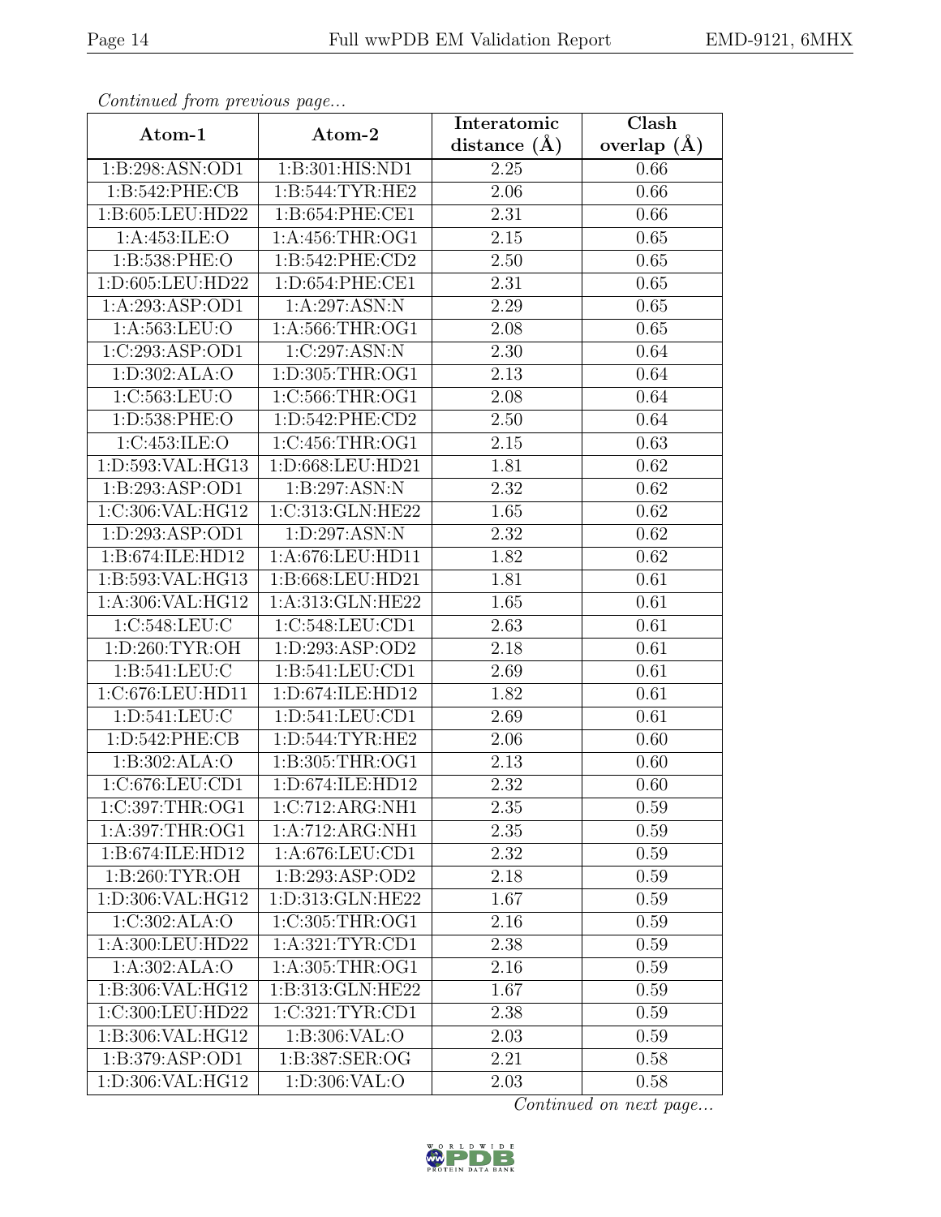*Continued from previous page...*

| Atom-1 | Atom-2 | Interatomic distance (Å) | Clash overlap (Å) |
| --- | --- | --- | --- |
| 1:B:298:ASN:OD1 | 1:B:301:HIS:ND1 | 2.25 | 0.66 |
| 1:B:542:PHE:CB | 1:B:544:TYR:HE2 | 2.06 | 0.66 |
| 1:B:605:LEU:HD22 | 1:B:654:PHE:CE1 | 2.31 | 0.66 |
| 1:A:453:ILE:O | 1:A:456:THR:OG1 | 2.15 | 0.65 |
| 1:B:538:PHE:O | 1:B:542:PHE:CD2 | 2.50 | 0.65 |
| 1:D:605:LEU:HD22 | 1:D:654:PHE:CE1 | 2.31 | 0.65 |
| 1:A:293:ASP:OD1 | 1:A:297:ASN:N | 2.29 | 0.65 |
| 1:A:563:LEU:O | 1:A:566:THR:OG1 | 2.08 | 0.65 |
| 1:C:293:ASP:OD1 | 1:C:297:ASN:N | 2.30 | 0.64 |
| 1:D:302:ALA:O | 1:D:305:THR:OG1 | 2.13 | 0.64 |
| 1:C:563:LEU:O | 1:C:566:THR:OG1 | 2.08 | 0.64 |
| 1:D:538:PHE:O | 1:D:542:PHE:CD2 | 2.50 | 0.64 |
| 1:C:453:ILE:O | 1:C:456:THR:OG1 | 2.15 | 0.63 |
| 1:D:593:VAL:HG13 | 1:D:668:LEU:HD21 | 1.81 | 0.62 |
| 1:B:293:ASP:OD1 | 1:B:297:ASN:N | 2.32 | 0.62 |
| 1:C:306:VAL:HG12 | 1:C:313:GLN:HE22 | 1.65 | 0.62 |
| 1:D:293:ASP:OD1 | 1:D:297:ASN:N | 2.32 | 0.62 |
| 1:B:674:ILE:HD12 | 1:A:676:LEU:HD11 | 1.82 | 0.62 |
| 1:B:593:VAL:HG13 | 1:B:668:LEU:HD21 | 1.81 | 0.61 |
| 1:A:306:VAL:HG12 | 1:A:313:GLN:HE22 | 1.65 | 0.61 |
| 1:C:548:LEU:C | 1:C:548:LEU:CD1 | 2.63 | 0.61 |
| 1:D:260:TYR:OH | 1:D:293:ASP:OD2 | 2.18 | 0.61 |
| 1:B:541:LEU:C | 1:B:541:LEU:CD1 | 2.69 | 0.61 |
| 1:C:676:LEU:HD11 | 1:D:674:ILE:HD12 | 1.82 | 0.61 |
| 1:D:541:LEU:C | 1:D:541:LEU:CD1 | 2.69 | 0.61 |
| 1:D:542:PHE:CB | 1:D:544:TYR:HE2 | 2.06 | 0.60 |
| 1:B:302:ALA:O | 1:B:305:THR:OG1 | 2.13 | 0.60 |
| 1:C:676:LEU:CD1 | 1:D:674:ILE:HD12 | 2.32 | 0.60 |
| 1:C:397:THR:OG1 | 1:C:712:ARG:NH1 | 2.35 | 0.59 |
| 1:A:397:THR:OG1 | 1:A:712:ARG:NH1 | 2.35 | 0.59 |
| 1:B:674:ILE:HD12 | 1:A:676:LEU:CD1 | 2.32 | 0.59 |
| 1:B:260:TYR:OH | 1:B:293:ASP:OD2 | 2.18 | 0.59 |
| 1:D:306:VAL:HG12 | 1:D:313:GLN:HE22 | 1.67 | 0.59 |
| 1:C:302:ALA:O | 1:C:305:THR:OG1 | 2.16 | 0.59 |
| 1:A:300:LEU:HD22 | 1:A:321:TYR:CD1 | 2.38 | 0.59 |
| 1:A:302:ALA:O | 1:A:305:THR:OG1 | 2.16 | 0.59 |
| 1:B:306:VAL:HG12 | 1:B:313:GLN:HE22 | 1.67 | 0.59 |
| 1:C:300:LEU:HD22 | 1:C:321:TYR:CD1 | 2.38 | 0.59 |
| 1:B:306:VAL:HG12 | 1:B:306:VAL:O | 2.03 | 0.59 |
| 1:B:379:ASP:OD1 | 1:B:387:SER:OG | 2.21 | 0.58 |
| 1:D:306:VAL:HG12 | 1:D:306:VAL:O | 2.03 | 0.58 |

*Continued on next page...*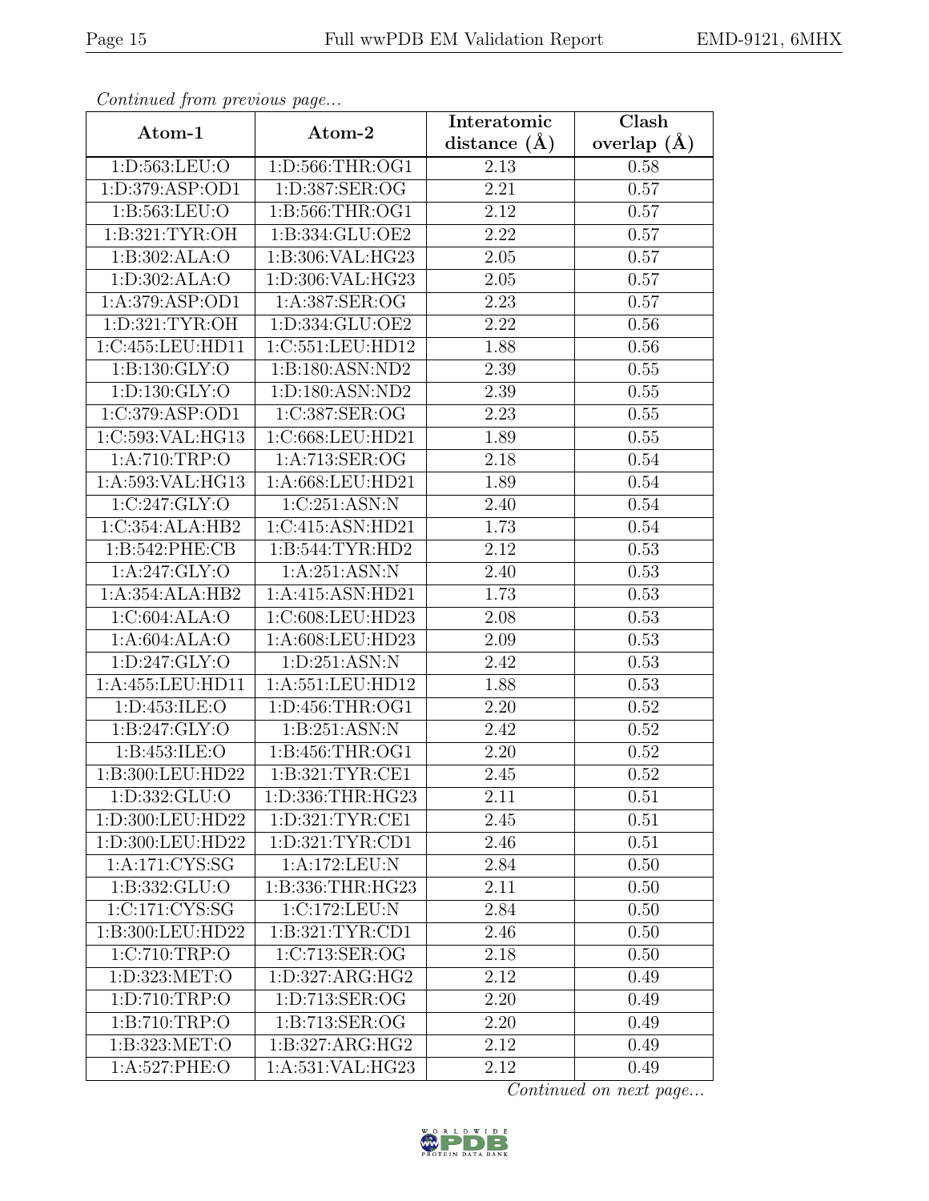*Continued from previous page...*

| Atom-1 | Atom-2 | Interatomic distance (Å) | Clash overlap (Å) |
|---|---|---|---|
| 1:D:563:LEU:O | 1:D:566:THR:OG1 | 2.13 | 0.58 |
| 1:D:379:ASP:OD1 | 1:D:387:SER:OG | 2.21 | 0.57 |
| 1:B:563:LEU:O | 1:B:566:THR:OG1 | 2.12 | 0.57 |
| 1:B:321:TYR:OH | 1:B:334:GLU:OE2 | 2.22 | 0.57 |
| 1:B:302:ALA:O | 1:B:306:VAL:HG23 | 2.05 | 0.57 |
| 1:D:302:ALA:O | 1:D:306:VAL:HG23 | 2.05 | 0.57 |
| 1:A:379:ASP:OD1 | 1:A:387:SER:OG | 2.23 | 0.57 |
| 1:D:321:TYR:OH | 1:D:334:GLU:OE2 | 2.22 | 0.56 |
| 1:C:455:LEU:HD11 | 1:C:551:LEU:HD12 | 1.88 | 0.56 |
| 1:B:130:GLY:O | 1:B:180:ASN:ND2 | 2.39 | 0.55 |
| 1:D:130:GLY:O | 1:D:180:ASN:ND2 | 2.39 | 0.55 |
| 1:C:379:ASP:OD1 | 1:C:387:SER:OG | 2.23 | 0.55 |
| 1:C:593:VAL:HG13 | 1:C:668:LEU:HD21 | 1.89 | 0.55 |
| 1:A:710:TRP:O | 1:A:713:SER:OG | 2.18 | 0.54 |
| 1:A:593:VAL:HG13 | 1:A:668:LEU:HD21 | 1.89 | 0.54 |
| 1:C:247:GLY:O | 1:C:251:ASN:N | 2.40 | 0.54 |
| 1:C:354:ALA:HB2 | 1:C:415:ASN:HD21 | 1.73 | 0.54 |
| 1:B:542:PHE:CB | 1:B:544:TYR:HD2 | 2.12 | 0.53 |
| 1:A:247:GLY:O | 1:A:251:ASN:N | 2.40 | 0.53 |
| 1:A:354:ALA:HB2 | 1:A:415:ASN:HD21 | 1.73 | 0.53 |
| 1:C:604:ALA:O | 1:C:608:LEU:HD23 | 2.08 | 0.53 |
| 1:A:604:ALA:O | 1:A:608:LEU:HD23 | 2.09 | 0.53 |
| 1:D:247:GLY:O | 1:D:251:ASN:N | 2.42 | 0.53 |
| 1:A:455:LEU:HD11 | 1:A:551:LEU:HD12 | 1.88 | 0.53 |
| 1:D:453:ILE:O | 1:D:456:THR:OG1 | 2.20 | 0.52 |
| 1:B:247:GLY:O | 1:B:251:ASN:N | 2.42 | 0.52 |
| 1:B:453:ILE:O | 1:B:456:THR:OG1 | 2.20 | 0.52 |
| 1:B:300:LEU:HD22 | 1:B:321:TYR:CE1 | 2.45 | 0.52 |
| 1:D:332:GLU:O | 1:D:336:THR:HG23 | 2.11 | 0.51 |
| 1:D:300:LEU:HD22 | 1:D:321:TYR:CE1 | 2.45 | 0.51 |
| 1:D:300:LEU:HD22 | 1:D:321:TYR:CD1 | 2.46 | 0.51 |
| 1:A:171:CYS:SG | 1:A:172:LEU:N | 2.84 | 0.50 |
| 1:B:332:GLU:O | 1:B:336:THR:HG23 | 2.11 | 0.50 |
| 1:C:171:CYS:SG | 1:C:172:LEU:N | 2.84 | 0.50 |
| 1:B:300:LEU:HD22 | 1:B:321:TYR:CD1 | 2.46 | 0.50 |
| 1:C:710:TRP:O | 1:C:713:SER:OG | 2.18 | 0.50 |
| 1:D:323:MET:O | 1:D:327:ARG:HG2 | 2.12 | 0.49 |
| 1:D:710:TRP:O | 1:D:713:SER:OG | 2.20 | 0.49 |
| 1:B:710:TRP:O | 1:B:713:SER:OG | 2.20 | 0.49 |
| 1:B:323:MET:O | 1:B:327:ARG:HG2 | 2.12 | 0.49 |
| 1:A:527:PHE:O | 1:A:531:VAL:HG23 | 2.12 | 0.49 |

*Continued on next page...*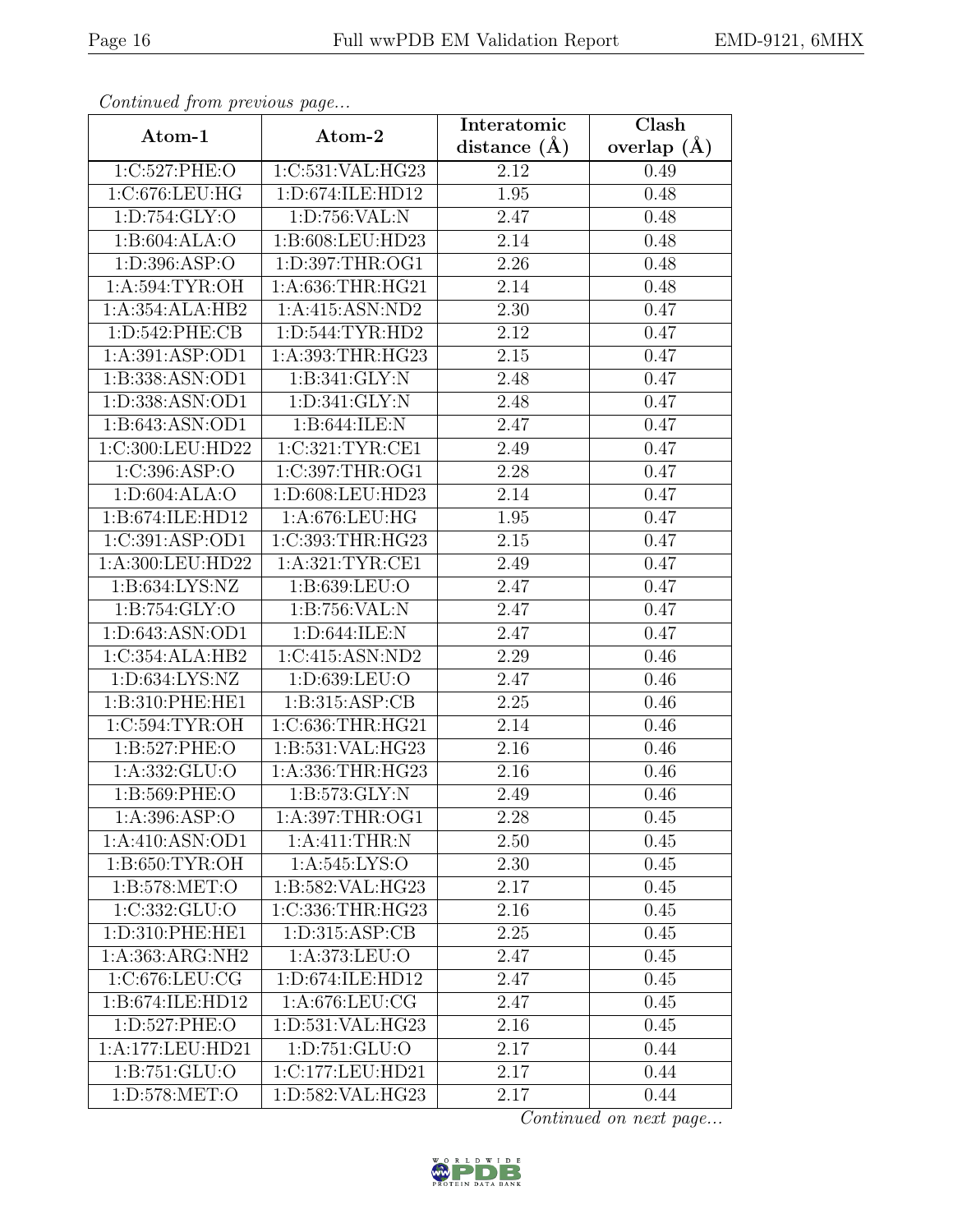*Continued from previous page...*

| Atom-1 | Atom-2 | Interatomic distance (Å) | Clash overlap (Å) |
|---|---|---|---|
| 1:C:527:PHE:O | 1:C:531:VAL:HG23 | 2.12 | 0.49 |
| 1:C:676:LEU:HG | 1:D:674:ILE:HD12 | 1.95 | 0.48 |
| 1:D:754:GLY:O | 1:D:756:VAL:N | 2.47 | 0.48 |
| 1:B:604:ALA:O | 1:B:608:LEU:HD23 | 2.14 | 0.48 |
| 1:D:396:ASP:O | 1:D:397:THR:OG1 | 2.26 | 0.48 |
| 1:A:594:TYR:OH | 1:A:636:THR:HG21 | 2.14 | 0.48 |
| 1:A:354:ALA:HB2 | 1:A:415:ASN:ND2 | 2.30 | 0.47 |
| 1:D:542:PHE:CB | 1:D:544:TYR:HD2 | 2.12 | 0.47 |
| 1:A:391:ASP:OD1 | 1:A:393:THR:HG23 | 2.15 | 0.47 |
| 1:B:338:ASN:OD1 | 1:B:341:GLY:N | 2.48 | 0.47 |
| 1:D:338:ASN:OD1 | 1:D:341:GLY:N | 2.48 | 0.47 |
| 1:B:643:ASN:OD1 | 1:B:644:ILE:N | 2.47 | 0.47 |
| 1:C:300:LEU:HD22 | 1:C:321:TYR:CE1 | 2.49 | 0.47 |
| 1:C:396:ASP:O | 1:C:397:THR:OG1 | 2.28 | 0.47 |
| 1:D:604:ALA:O | 1:D:608:LEU:HD23 | 2.14 | 0.47 |
| 1:B:674:ILE:HD12 | 1:A:676:LEU:HG | 1.95 | 0.47 |
| 1:C:391:ASP:OD1 | 1:C:393:THR:HG23 | 2.15 | 0.47 |
| 1:A:300:LEU:HD22 | 1:A:321:TYR:CE1 | 2.49 | 0.47 |
| 1:B:634:LYS:NZ | 1:B:639:LEU:O | 2.47 | 0.47 |
| 1:B:754:GLY:O | 1:B:756:VAL:N | 2.47 | 0.47 |
| 1:D:643:ASN:OD1 | 1:D:644:ILE:N | 2.47 | 0.47 |
| 1:C:354:ALA:HB2 | 1:C:415:ASN:ND2 | 2.29 | 0.46 |
| 1:D:634:LYS:NZ | 1:D:639:LEU:O | 2.47 | 0.46 |
| 1:B:310:PHE:HE1 | 1:B:315:ASP:CB | 2.25 | 0.46 |
| 1:C:594:TYR:OH | 1:C:636:THR:HG21 | 2.14 | 0.46 |
| 1:B:527:PHE:O | 1:B:531:VAL:HG23 | 2.16 | 0.46 |
| 1:A:332:GLU:O | 1:A:336:THR:HG23 | 2.16 | 0.46 |
| 1:B:569:PHE:O | 1:B:573:GLY:N | 2.49 | 0.46 |
| 1:A:396:ASP:O | 1:A:397:THR:OG1 | 2.28 | 0.45 |
| 1:A:410:ASN:OD1 | 1:A:411:THR:N | 2.50 | 0.45 |
| 1:B:650:TYR:OH | 1:A:545:LYS:O | 2.30 | 0.45 |
| 1:B:578:MET:O | 1:B:582:VAL:HG23 | 2.17 | 0.45 |
| 1:C:332:GLU:O | 1:C:336:THR:HG23 | 2.16 | 0.45 |
| 1:D:310:PHE:HE1 | 1:D:315:ASP:CB | 2.25 | 0.45 |
| 1:A:363:ARG:NH2 | 1:A:373:LEU:O | 2.47 | 0.45 |
| 1:C:676:LEU:CG | 1:D:674:ILE:HD12 | 2.47 | 0.45 |
| 1:B:674:ILE:HD12 | 1:A:676:LEU:CG | 2.47 | 0.45 |
| 1:D:527:PHE:O | 1:D:531:VAL:HG23 | 2.16 | 0.45 |
| 1:A:177:LEU:HD21 | 1:D:751:GLU:O | 2.17 | 0.44 |
| 1:B:751:GLU:O | 1:C:177:LEU:HD21 | 2.17 | 0.44 |
| 1:D:578:MET:O | 1:D:582:VAL:HG23 | 2.17 | 0.44 |

*Continued on next page...*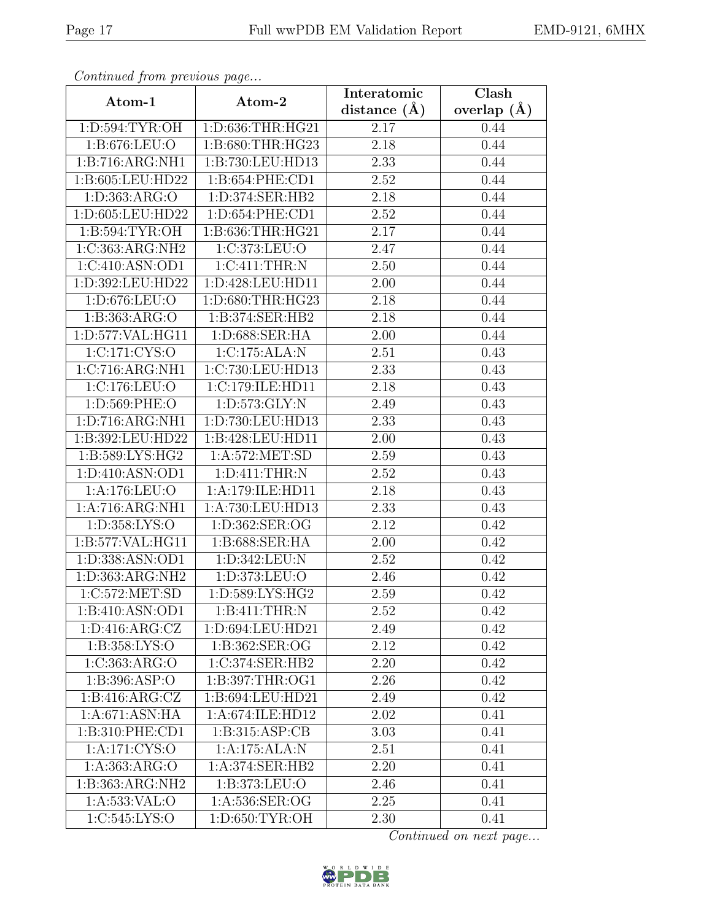*Continued from previous page...*

| Atom-1 | Atom-2 | Interatomic distance (Å) | Clash overlap (Å) |
|---|---|---|---|
| 1:D:594:TYR:OH | 1:D:636:THR:HG21 | 2.17 | 0.44 |
| 1:B:676:LEU:O | 1:B:680:THR:HG23 | 2.18 | 0.44 |
| 1:B:716:ARG:NH1 | 1:B:730:LEU:HD13 | 2.33 | 0.44 |
| 1:B:605:LEU:HD22 | 1:B:654:PHE:CD1 | 2.52 | 0.44 |
| 1:D:363:ARG:O | 1:D:374:SER:HB2 | 2.18 | 0.44 |
| 1:D:605:LEU:HD22 | 1:D:654:PHE:CD1 | 2.52 | 0.44 |
| 1:B:594:TYR:OH | 1:B:636:THR:HG21 | 2.17 | 0.44 |
| 1:C:363:ARG:NH2 | 1:C:373:LEU:O | 2.47 | 0.44 |
| 1:C:410:ASN:OD1 | 1:C:411:THR:N | 2.50 | 0.44 |
| 1:D:392:LEU:HD22 | 1:D:428:LEU:HD11 | 2.00 | 0.44 |
| 1:D:676:LEU:O | 1:D:680:THR:HG23 | 2.18 | 0.44 |
| 1:B:363:ARG:O | 1:B:374:SER:HB2 | 2.18 | 0.44 |
| 1:D:577:VAL:HG11 | 1:D:688:SER:HA | 2.00 | 0.44 |
| 1:C:171:CYS:O | 1:C:175:ALA:N | 2.51 | 0.43 |
| 1:C:716:ARG:NH1 | 1:C:730:LEU:HD13 | 2.33 | 0.43 |
| 1:C:176:LEU:O | 1:C:179:ILE:HD11 | 2.18 | 0.43 |
| 1:D:569:PHE:O | 1:D:573:GLY:N | 2.49 | 0.43 |
| 1:D:716:ARG:NH1 | 1:D:730:LEU:HD13 | 2.33 | 0.43 |
| 1:B:392:LEU:HD22 | 1:B:428:LEU:HD11 | 2.00 | 0.43 |
| 1:B:589:LYS:HG2 | 1:A:572:MET:SD | 2.59 | 0.43 |
| 1:D:410:ASN:OD1 | 1:D:411:THR:N | 2.52 | 0.43 |
| 1:A:176:LEU:O | 1:A:179:ILE:HD11 | 2.18 | 0.43 |
| 1:A:716:ARG:NH1 | 1:A:730:LEU:HD13 | 2.33 | 0.43 |
| 1:D:358:LYS:O | 1:D:362:SER:OG | 2.12 | 0.42 |
| 1:B:577:VAL:HG11 | 1:B:688:SER:HA | 2.00 | 0.42 |
| 1:D:338:ASN:OD1 | 1:D:342:LEU:N | 2.52 | 0.42 |
| 1:D:363:ARG:NH2 | 1:D:373:LEU:O | 2.46 | 0.42 |
| 1:C:572:MET:SD | 1:D:589:LYS:HG2 | 2.59 | 0.42 |
| 1:B:410:ASN:OD1 | 1:B:411:THR:N | 2.52 | 0.42 |
| 1:D:416:ARG:CZ | 1:D:694:LEU:HD21 | 2.49 | 0.42 |
| 1:B:358:LYS:O | 1:B:362:SER:OG | 2.12 | 0.42 |
| 1:C:363:ARG:O | 1:C:374:SER:HB2 | 2.20 | 0.42 |
| 1:B:396:ASP:O | 1:B:397:THR:OG1 | 2.26 | 0.42 |
| 1:B:416:ARG:CZ | 1:B:694:LEU:HD21 | 2.49 | 0.42 |
| 1:A:671:ASN:HA | 1:A:674:ILE:HD12 | 2.02 | 0.41 |
| 1:B:310:PHE:CD1 | 1:B:315:ASP:CB | 3.03 | 0.41 |
| 1:A:171:CYS:O | 1:A:175:ALA:N | 2.51 | 0.41 |
| 1:A:363:ARG:O | 1:A:374:SER:HB2 | 2.20 | 0.41 |
| 1:B:363:ARG:NH2 | 1:B:373:LEU:O | 2.46 | 0.41 |
| 1:A:533:VAL:O | 1:A:536:SER:OG | 2.25 | 0.41 |
| 1:C:545:LYS:O | 1:D:650:TYR:OH | 2.30 | 0.41 |

*Continued on next page...*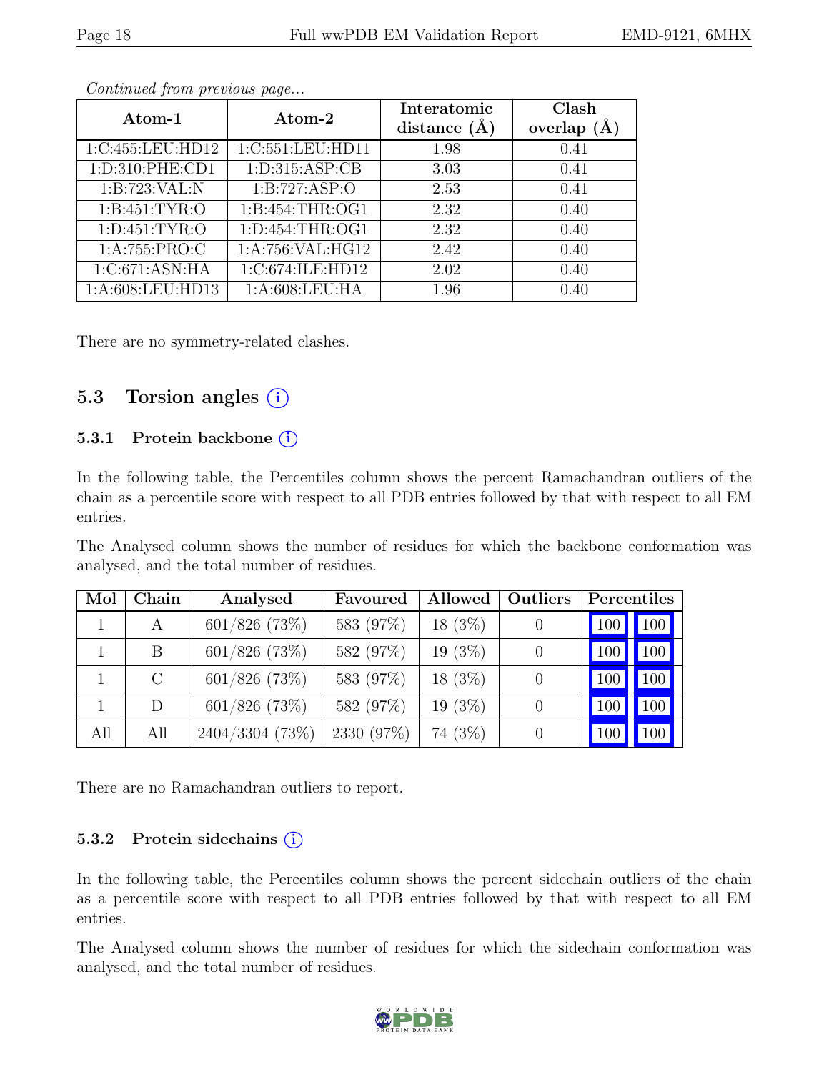*Continued from previous page...*

| Atom-1 | Atom-2 | Interatomic distance (Å) | Clash overlap (Å) |
|---|---|---|---|
| 1:C:455:LEU:HD12 | 1:C:551:LEU:HD11 | 1.98 | 0.41 |
| 1:D:310:PHE:CD1 | 1:D:315:ASP:CB | 3.03 | 0.41 |
| 1:B:723:VAL:N | 1:B:727:ASP:O | 2.53 | 0.41 |
| 1:B:451:TYR:O | 1:B:454:THR:OG1 | 2.32 | 0.40 |
| 1:D:451:TYR:O | 1:D:454:THR:OG1 | 2.32 | 0.40 |
| 1:A:755:PRO:C | 1:A:756:VAL:HG12 | 2.42 | 0.40 |
| 1:C:671:ASN:HA | 1:C:674:ILE:HD12 | 2.02 | 0.40 |
| 1:A:608:LEU:HD13 | 1:A:608:LEU:HA | 1.96 | 0.40 |

There are no symmetry-related clashes.

## 5.3 Torsion angles (i)

### 5.3.1 Protein backbone (i)

In the following table, the Percentiles column shows the percent Ramachandran outliers of the chain as a percentile score with respect to all PDB entries followed by that with respect to all EM entries.

The Analysed column shows the number of residues for which the backbone conformation was analysed, and the total number of residues.

| Mol | Chain | Analysed | Favoured | Allowed | Outliers | Percentiles | |
|---|---|---|---|---|---|---|---|
| 1 | A | 601/826 (73%) | 583 (97%) | 18 (3%) | 0 | 100 | 100 |
| 1 | B | 601/826 (73%) | 582 (97%) | 19 (3%) | 0 | 100 | 100 |
| 1 | C | 601/826 (73%) | 583 (97%) | 18 (3%) | 0 | 100 | 100 |
| 1 | D | 601/826 (73%) | 582 (97%) | 19 (3%) | 0 | 100 | 100 |
| All | All | 2404/3304 (73%) | 2330 (97%) | 74 (3%) | 0 | 100 | 100 |

There are no Ramachandran outliers to report.

### 5.3.2 Protein sidechains (i)

In the following table, the Percentiles column shows the percent sidechain outliers of the chain as a percentile score with respect to all PDB entries followed by that with respect to all EM entries.

The Analysed column shows the number of residues for which the sidechain conformation was analysed, and the total number of residues.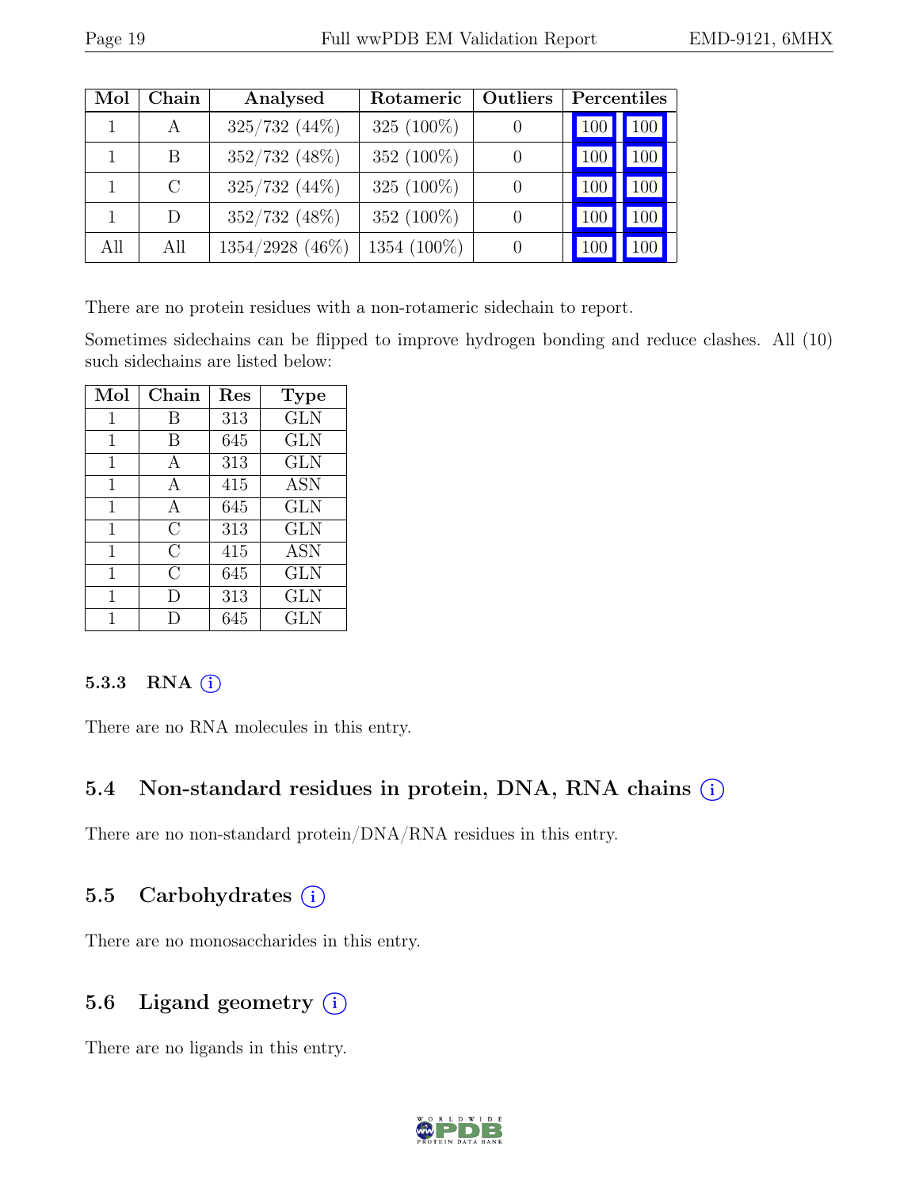| Mol | Chain | Analysed | Rotameric | Outliers | Percentiles | |
|---|---|---|---|---|---|---|
| 1 | A | 325/732 (44%) | 325 (100%) | 0 | 100 | 100 |
| 1 | B | 352/732 (48%) | 352 (100%) | 0 | 100 | 100 |
| 1 | C | 325/732 (44%) | 325 (100%) | 0 | 100 | 100 |
| 1 | D | 352/732 (48%) | 352 (100%) | 0 | 100 | 100 |
| All | All | 1354/2928 (46%) | 1354 (100%) | 0 | 100 | 100 |

There are no protein residues with a non-rotameric sidechain to report.

Sometimes sidechains can be flipped to improve hydrogen bonding and reduce clashes. All (10) such sidechains are listed below:

| Mol | Chain | Res | Type |
|---|---|---|---|
| 1 | B | 313 | GLN |
| 1 | B | 645 | GLN |
| 1 | A | 313 | GLN |
| 1 | A | 415 | ASN |
| 1 | A | 645 | GLN |
| 1 | C | 313 | GLN |
| 1 | C | 415 | ASN |
| 1 | C | 645 | GLN |
| 1 | D | 313 | GLN |
| 1 | D | 645 | GLN |

#### 5.3.3 RNA (i)

There are no RNA molecules in this entry.

### 5.4 Non-standard residues in protein, DNA, RNA chains (i)

There are no non-standard protein/DNA/RNA residues in this entry.

### 5.5 Carbohydrates (i)

There are no monosaccharides in this entry.

### 5.6 Ligand geometry (i)

There are no ligands in this entry.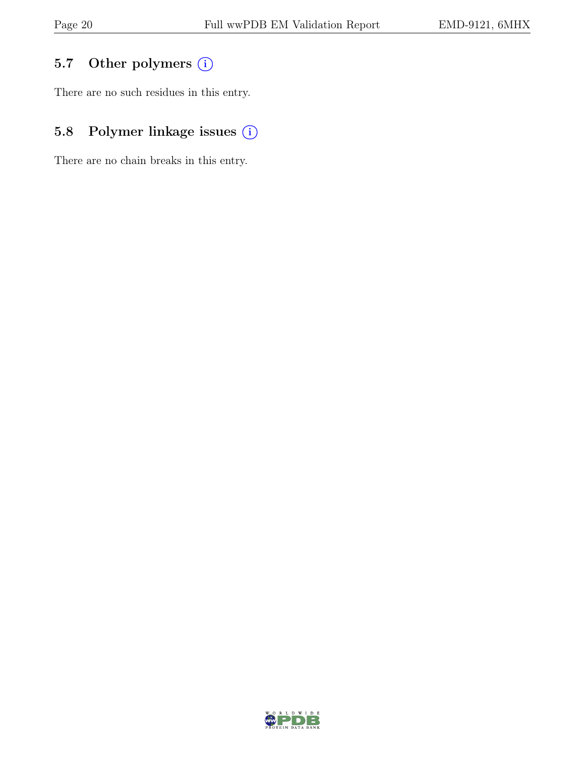## 5.7 Other polymers (i)

There are no such residues in this entry.

## 5.8 Polymer linkage issues (i)

There are no chain breaks in this entry.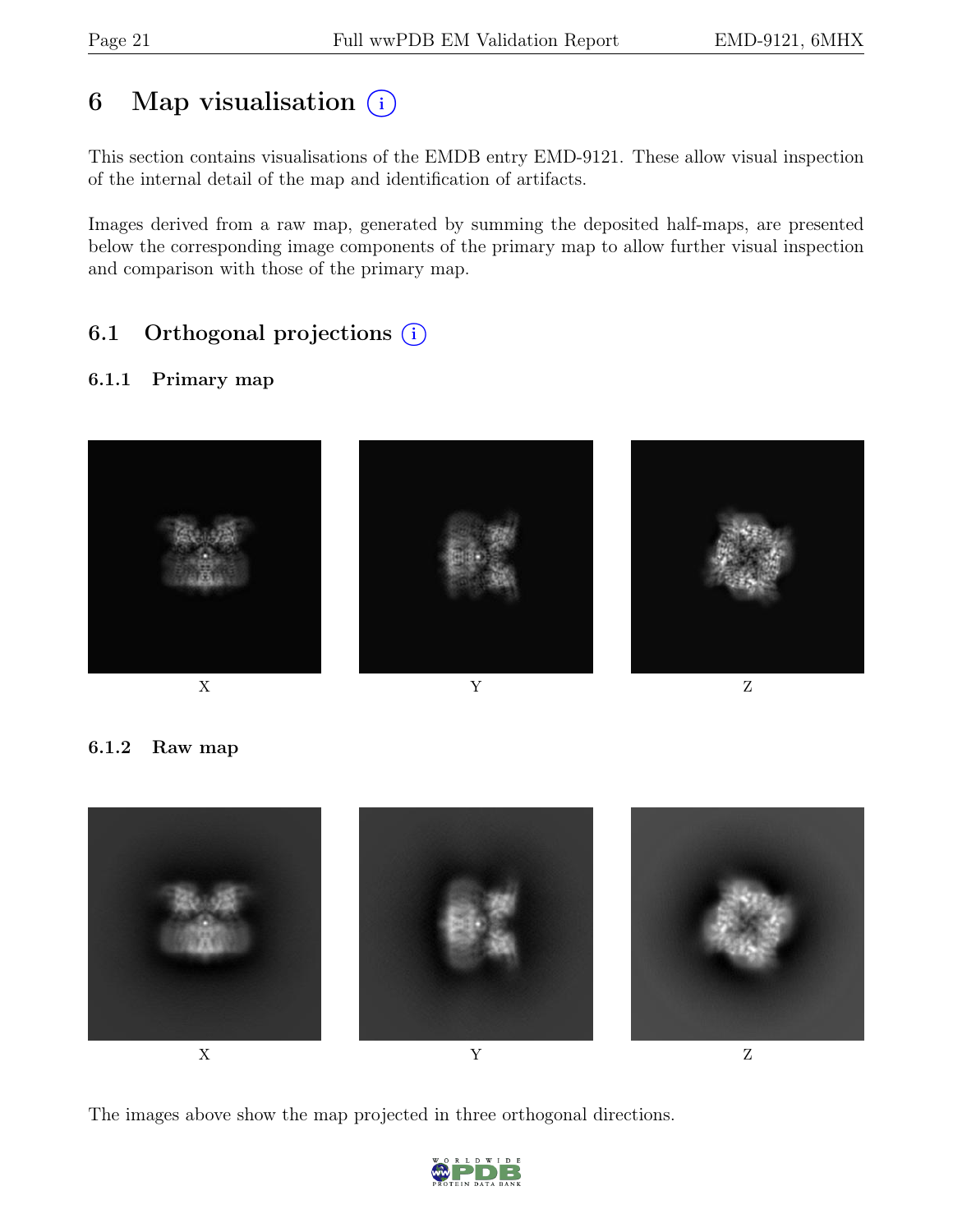# 6 Map visualisation

This section contains visualisations of the EMDB entry EMD-9121. These allow visual inspection of the internal detail of the map and identification of artifacts.

Images derived from a raw map, generated by summing the deposited half-maps, are presented below the corresponding image components of the primary map to allow further visual inspection and comparison with those of the primary map.

## 6.1 Orthogonal projections

### 6.1.1 Primary map

X Y Z

### 6.1.2 Raw map

X Y Z

The images above show the map projected in three orthogonal directions.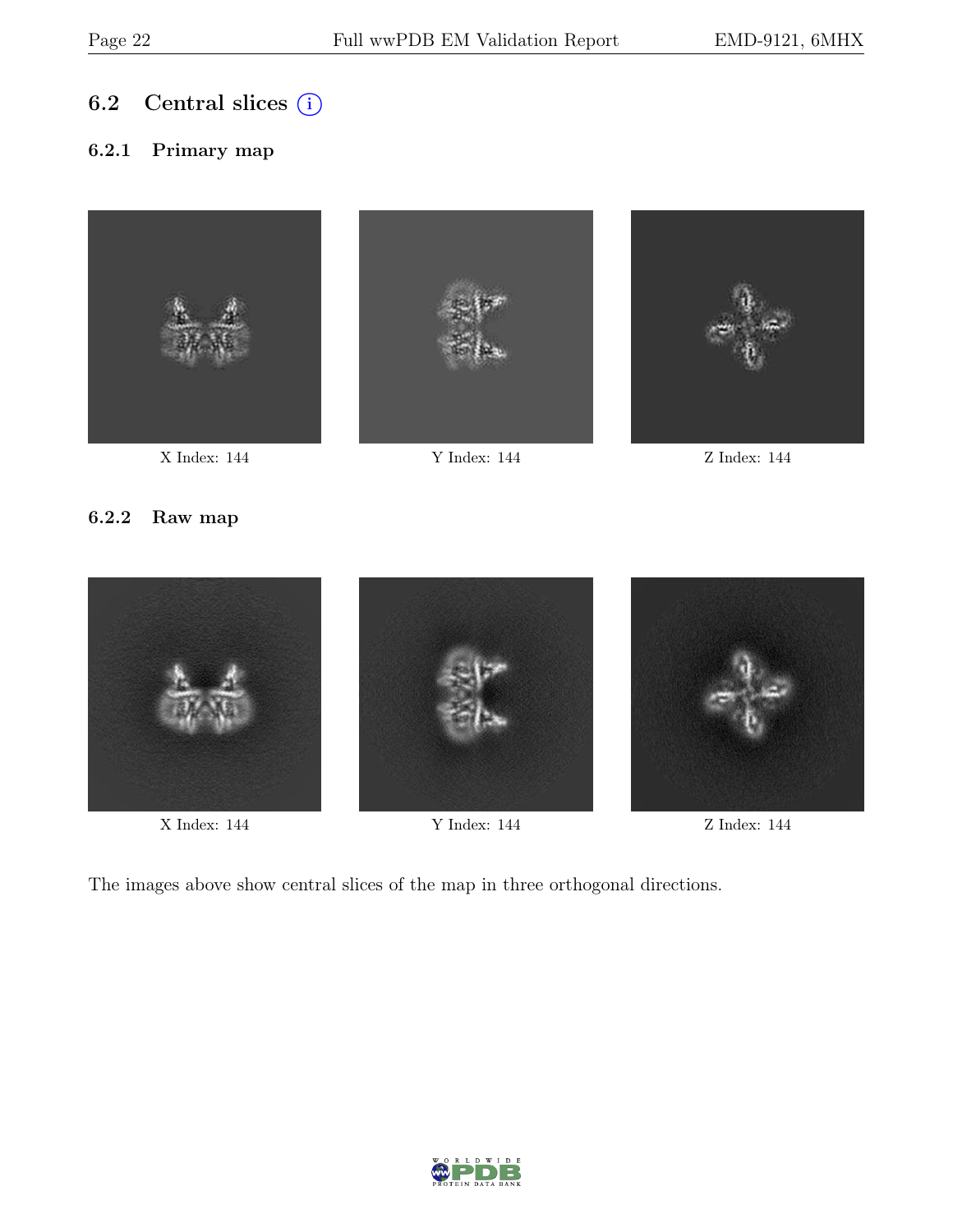## 6.2 Central slices

### 6.2.1 Primary map

X Index: 144

Y Index: 144

Z Index: 144

### 6.2.2 Raw map

X Index: 144

Y Index: 144

Z Index: 144

The images above show central slices of the map in three orthogonal directions.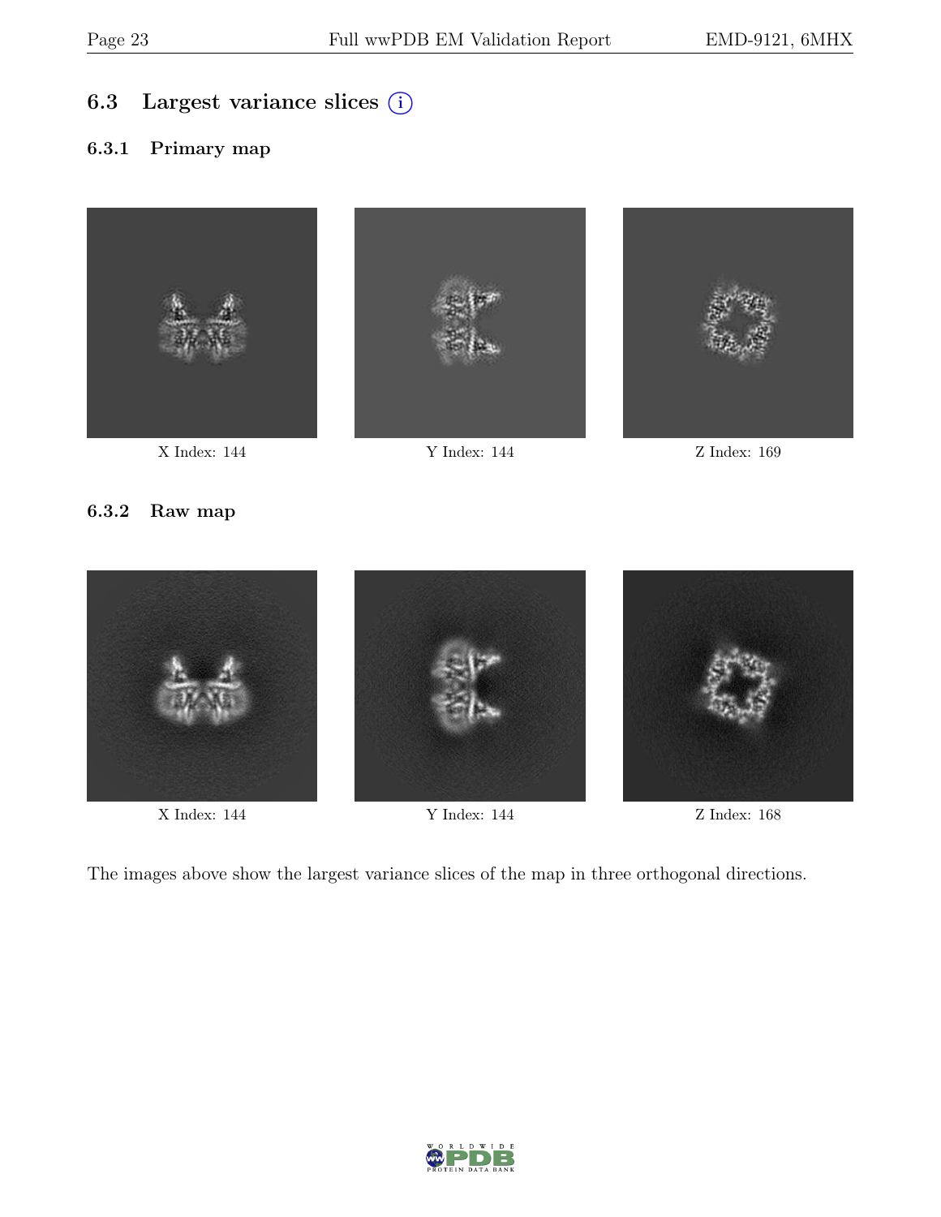## 6.3 Largest variance slices (i)

### 6.3.1 Primary map

X Index: 144

Y Index: 144

Z Index: 169

### 6.3.2 Raw map

X Index: 144

Y Index: 144

Z Index: 168

The images above show the largest variance slices of the map in three orthogonal directions.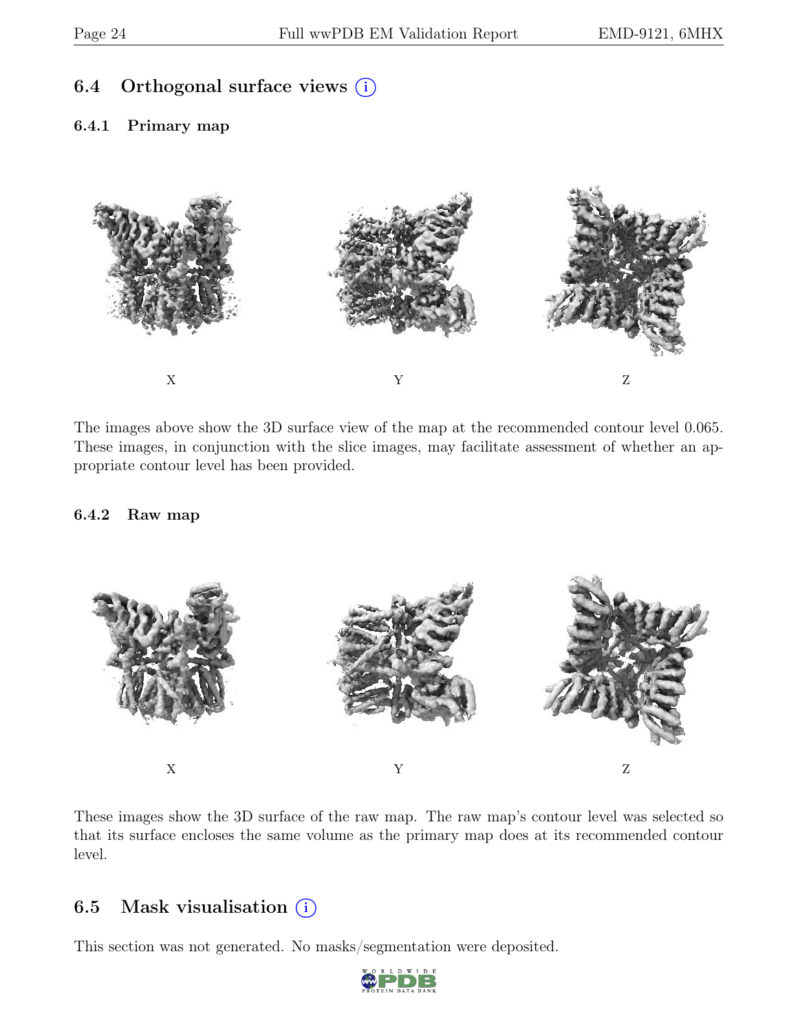## 6.4 Orthogonal surface views

### 6.4.1 Primary map

X

Y

Z

The images above show the 3D surface view of the map at the recommended contour level 0.065. These images, in conjunction with the slice images, may facilitate assessment of whether an appropriate contour level has been provided.

### 6.4.2 Raw map

X

Y

Z

These images show the 3D surface of the raw map. The raw map's contour level was selected so that its surface encloses the same volume as the primary map does at its recommended contour level.

## 6.5 Mask visualisation

This section was not generated. No masks/segmentation were deposited.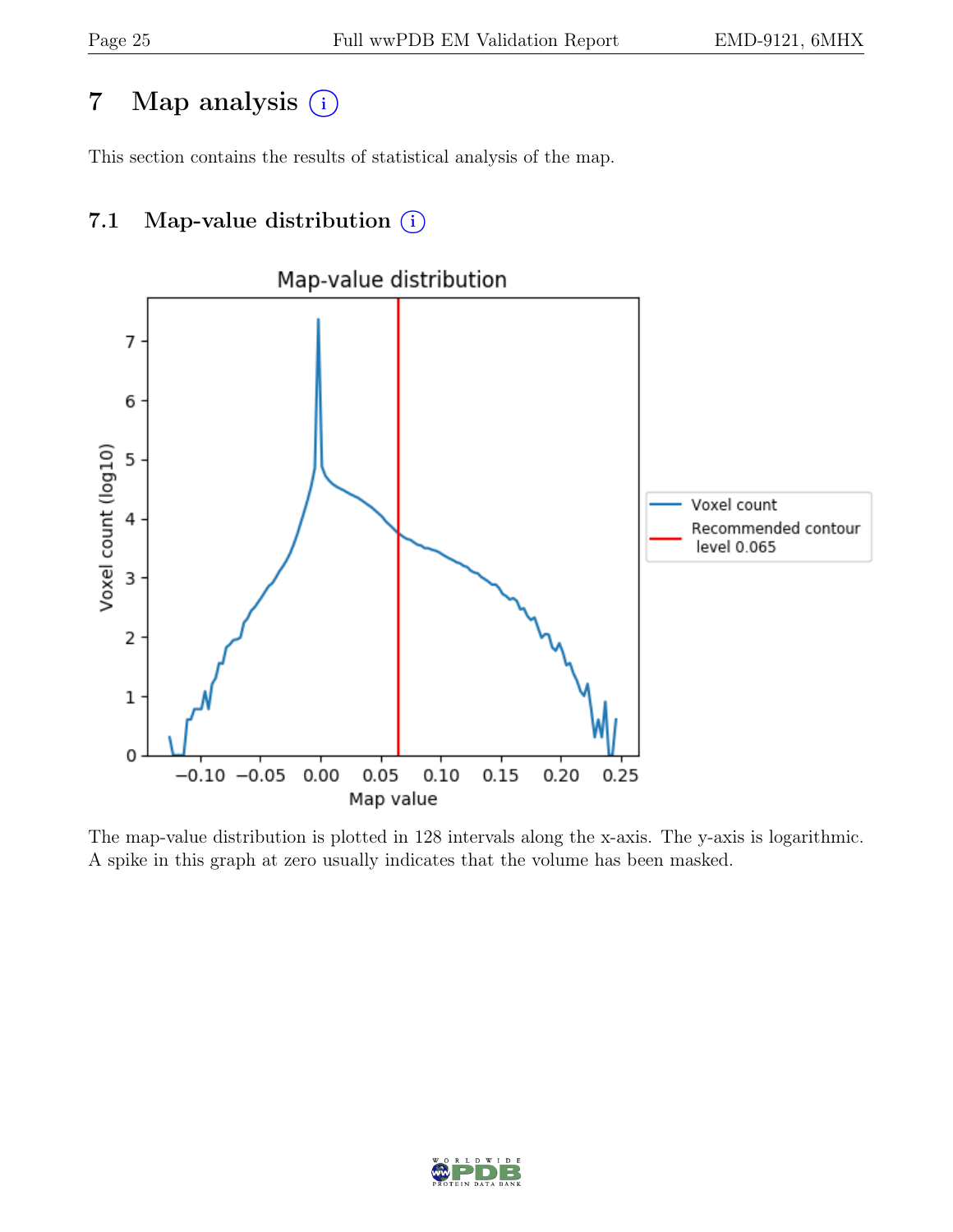# 7 Map analysis

This section contains the results of statistical analysis of the map.

## 7.1 Map-value distribution

The map-value distribution is plotted in 128 intervals along the x-axis. The y-axis is logarithmic. A spike in this graph at zero usually indicates that the volume has been masked.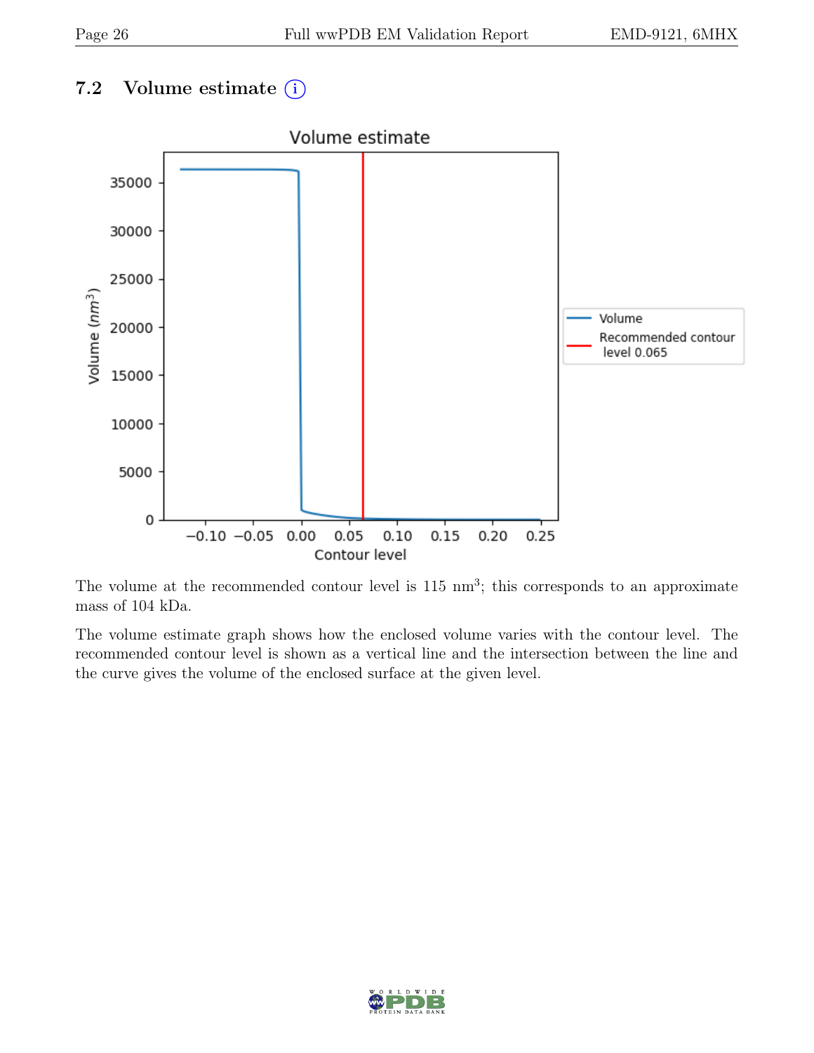### 7.2 Volume estimate ⓘ

The volume at the recommended contour level is 115 $nm^3$; this corresponds to an approximate mass of 104 kDa.

The volume estimate graph shows how the enclosed volume varies with the contour level. The recommended contour level is shown as a vertical line and the intersection between the line and the curve gives the volume of the enclosed surface at the given level.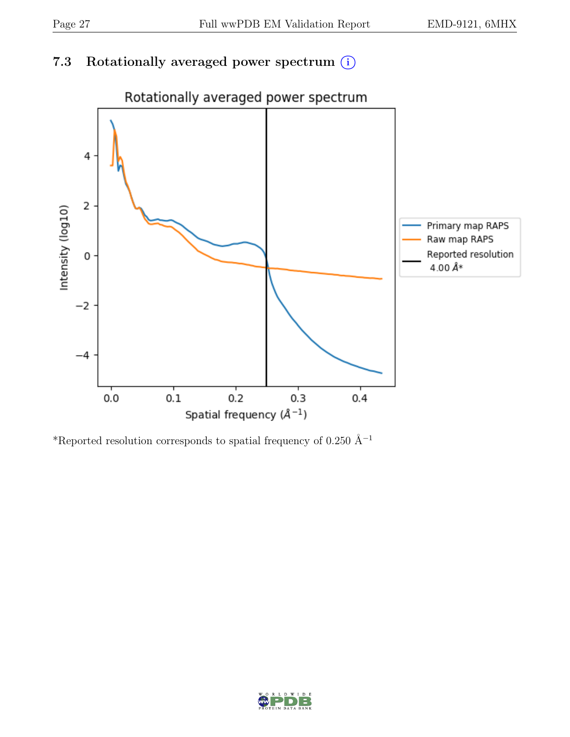### 7.3 Rotationally averaged power spectrum (i)

*Reported resolution corresponds to spatial frequency of 0.250 $Å^{-1}$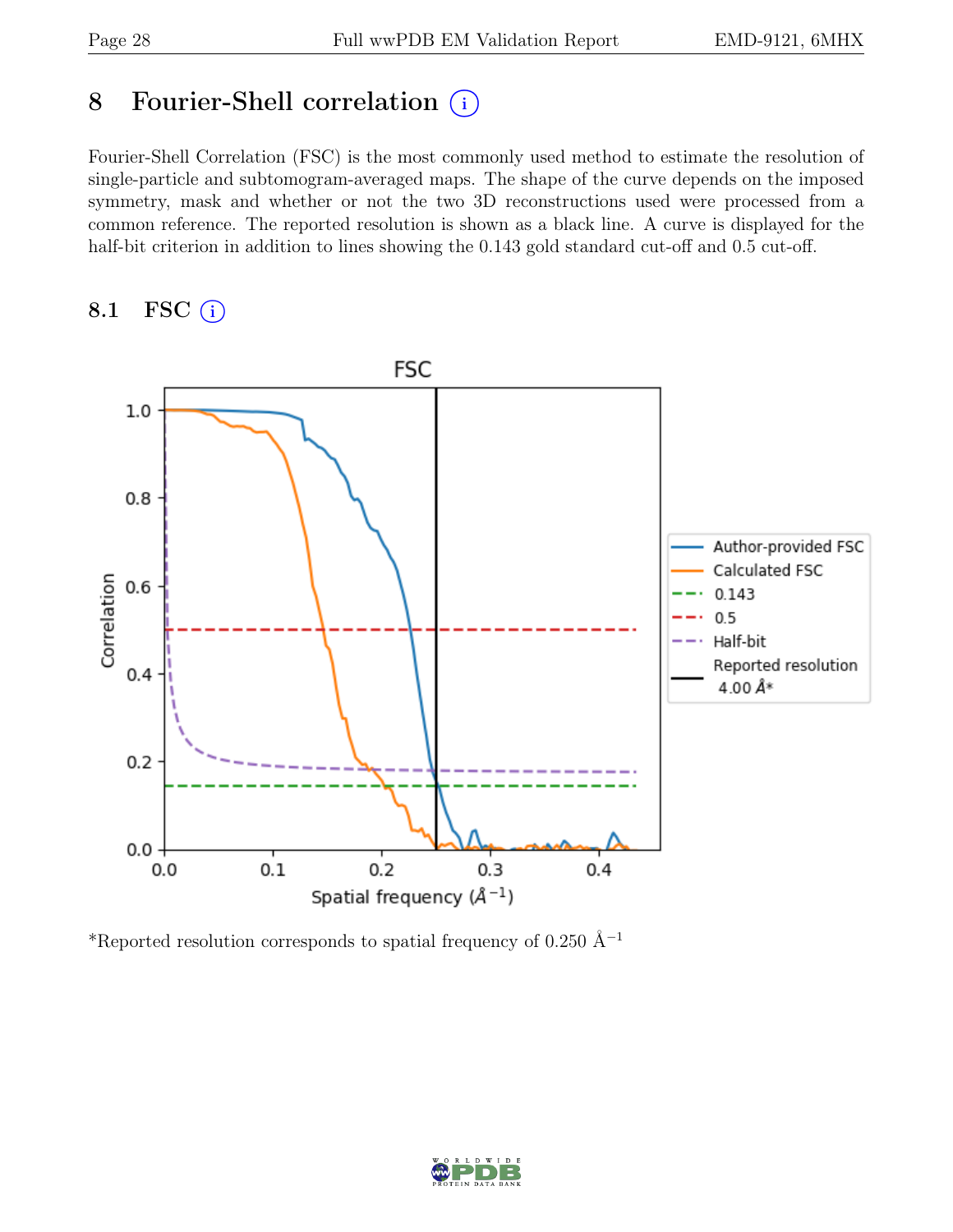# 8 Fourier-Shell correlation (i)

Fourier-Shell Correlation (FSC) is the most commonly used method to estimate the resolution of single-particle and subtomogram-averaged maps. The shape of the curve depends on the imposed symmetry, mask and whether or not the two 3D reconstructions used were processed from a common reference. The reported resolution is shown as a black line. A curve is displayed for the half-bit criterion in addition to lines showing the 0.143 gold standard cut-off and 0.5 cut-off.

## 8.1 FSC (i)

*Reported resolution corresponds to spatial frequency of 0.250 Å$^{-1}$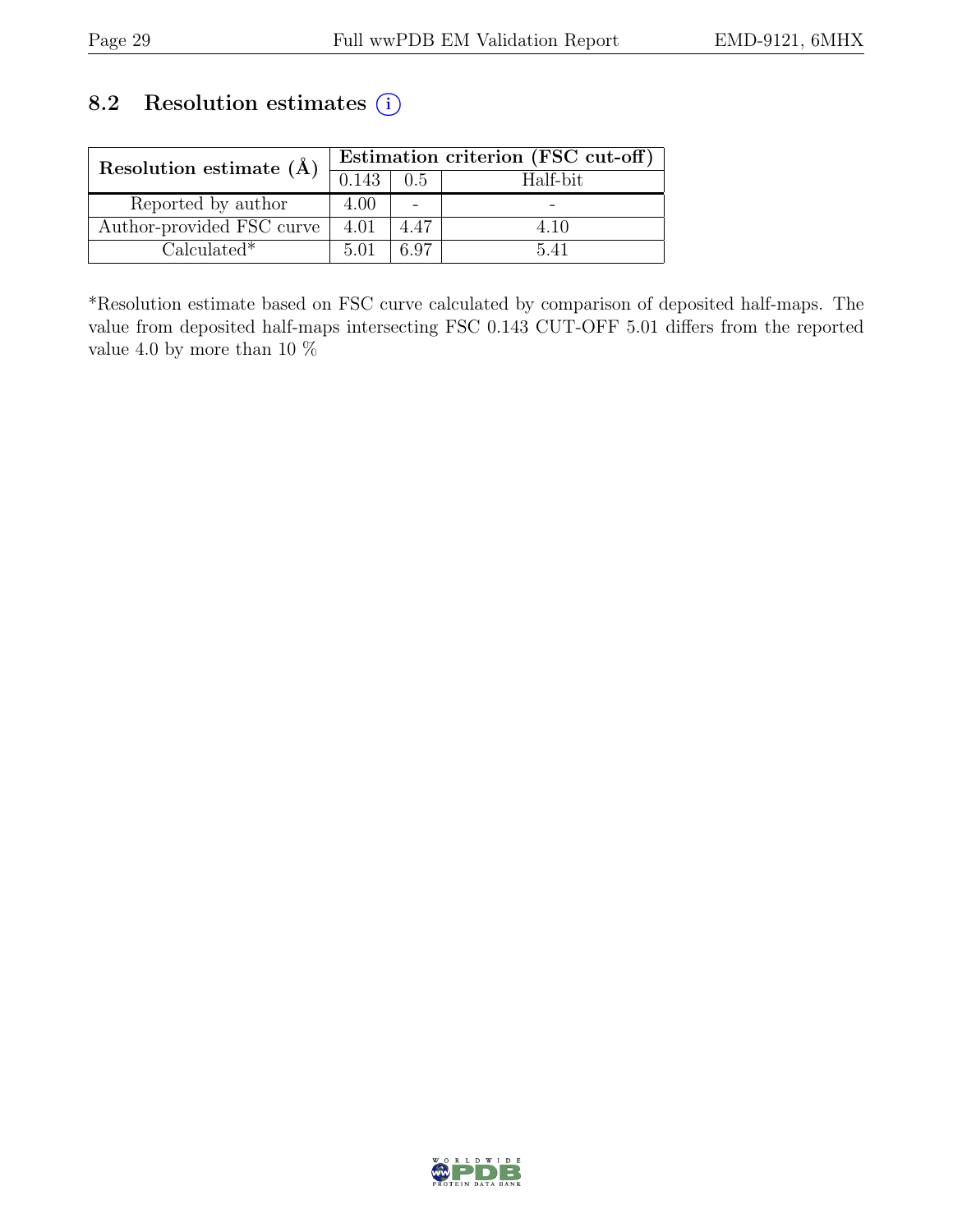## 8.2 Resolution estimates

| Resolution estimate (Å) | Estimation criterion (FSC cut-off) | | |
|---|---|---|---|
| | 0.143 | 0.5 | Half-bit |
| Reported by author | 4.00 | - | - |
| Author-provided FSC curve | 4.01 | 4.47 | 4.10 |
| Calculated* | 5.01 | 6.97 | 5.41 |

*Resolution estimate based on FSC curve calculated by comparison of deposited half-maps. The value from deposited half-maps intersecting FSC 0.143 CUT-OFF 5.01 differs from the reported value 4.0 by more than 10 %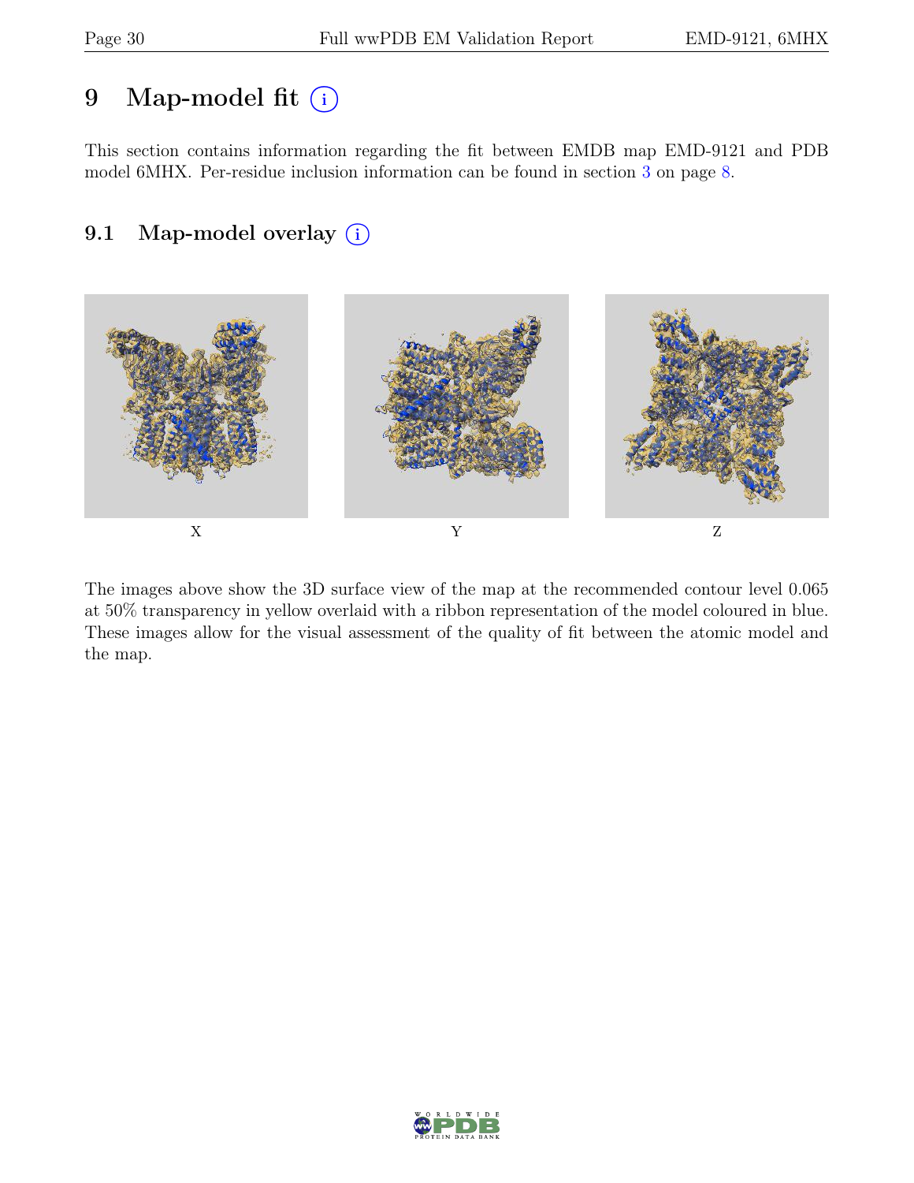# 9 Map-model fit (i)

This section contains information regarding the fit between EMDB map EMD-9121 and PDB model 6MHX. Per-residue inclusion information can be found in section 3 on page 8.

## 9.1 Map-model overlay (i)

X Y Z

The images above show the 3D surface view of the map at the recommended contour level 0.065 at 50% transparency in yellow overlaid with a ribbon representation of the model coloured in blue. These images allow for the visual assessment of the quality of fit between the atomic model and the map.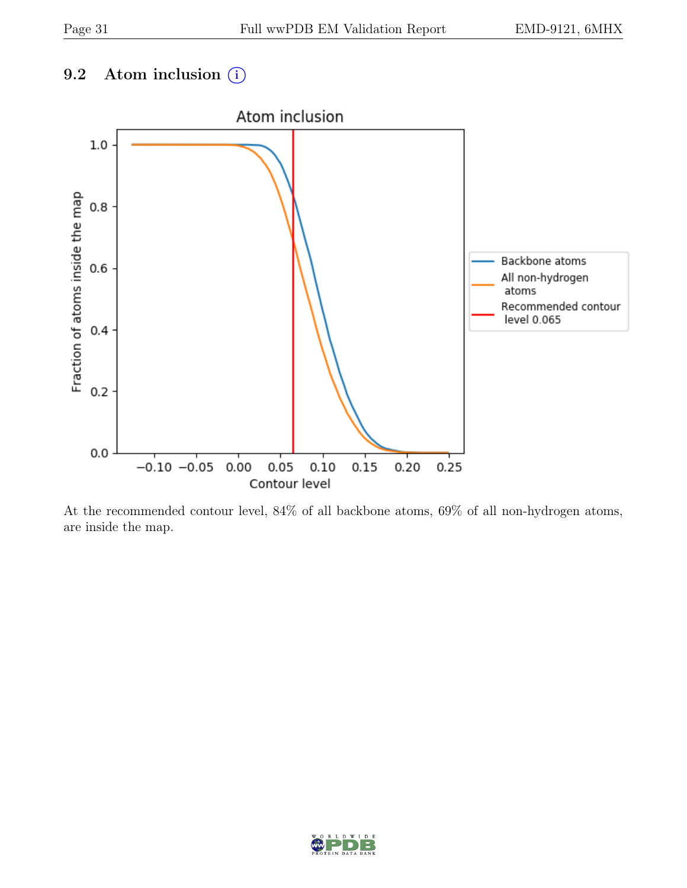## 9.2 Atom inclusion (i)

Atom inclusion

Fraction of atoms inside the map

Contour level

1.0
0.8
0.6
0.4
0.2
0.0

−0.10 −0.05 0.00 0.05 0.10 0.15 0.20 0.25

Backbone atoms
All non-hydrogen atoms
Recommended contour level 0.065

At the recommended contour level, 84% of all backbone atoms, 69% of all non-hydrogen atoms, are inside the map.